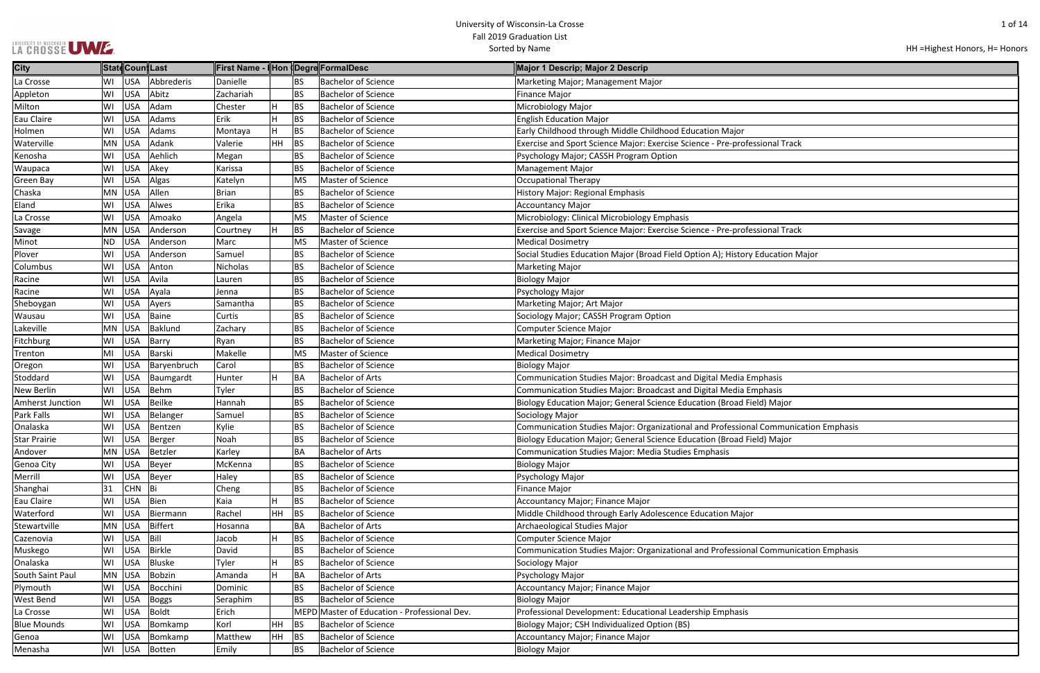# University of Wisconsin-La Crosse

## Fall 2019 Graduation List

Sorted by Name

HH =Highest Honors, H= Honors

| City | State | Country | Last | First Name - Preferred | Honors | Degree | FormalDesc | Major 1 Descrip; Major 2 Descrip |
|---|---|---|---|---|---|---|---|---|
| La Crosse | WI | USA | Abbrederis | Danielle | | BS | Bachelor of Science | Marketing Major; Management Major |
| Appleton | WI | USA | Abitz | Zachariah | | BS | Bachelor of Science | Finance Major |
| Milton | WI | USA | Adam | Chester | H | BS | Bachelor of Science | Microbiology Major |
| Eau Claire | WI | USA | Adams | Erik | H | BS | Bachelor of Science | English Education Major |
| Holmen | WI | USA | Adams | Montaya | H | BS | Bachelor of Science | Early Childhood through Middle Childhood Education Major |
| Waterville | MN | USA | Adank | Valerie | HH | BS | Bachelor of Science | Exercise and Sport Science Major: Exercise Science - Pre-professional Track |
| Kenosha | WI | USA | Aehlich | Megan | | BS | Bachelor of Science | Psychology Major; CASSH Program Option |
| Waupaca | WI | USA | Akey | Karissa | | BS | Bachelor of Science | Management Major |
| Green Bay | WI | USA | Algas | Katelyn | | MS | Master of Science | Occupational Therapy |
| Chaska | MN | USA | Allen | Brian | | BS | Bachelor of Science | History Major: Regional Emphasis |
| Eland | WI | USA | Alwes | Erika | | BS | Bachelor of Science | Accountancy Major |
| La Crosse | WI | USA | Amoako | Angela | | MS | Master of Science | Microbiology: Clinical Microbiology Emphasis |
| Savage | MN | USA | Anderson | Courtney | H | BS | Bachelor of Science | Exercise and Sport Science Major: Exercise Science - Pre-professional Track |
| Minot | ND | USA | Anderson | Marc | | MS | Master of Science | Medical Dosimetry |
| Plover | WI | USA | Anderson | Samuel | | BS | Bachelor of Science | Social Studies Education Major (Broad Field Option A); History Education Major |
| Columbus | WI | USA | Anton | Nicholas | | BS | Bachelor of Science | Marketing Major |
| Racine | WI | USA | Avila | Lauren | | BS | Bachelor of Science | Biology Major |
| Racine | WI | USA | Ayala | Jenna | | BS | Bachelor of Science | Psychology Major |
| Sheboygan | WI | USA | Ayers | Samantha | | BS | Bachelor of Science | Marketing Major; Art Major |
| Wausau | WI | USA | Baine | Curtis | | BS | Bachelor of Science | Sociology Major; CASSH Program Option |
| Lakeville | MN | USA | Baklund | Zachary | | BS | Bachelor of Science | Computer Science Major |
| Fitchburg | WI | USA | Barry | Ryan | | BS | Bachelor of Science | Marketing Major; Finance Major |
| Trenton | MI | USA | Barski | Makelle | | MS | Master of Science | Medical Dosimetry |
| Oregon | WI | USA | Baryenbruch | Carol | | BS | Bachelor of Science | Biology Major |
| Stoddard | WI | USA | Baumgardt | Hunter | H | BA | Bachelor of Arts | Communication Studies Major: Broadcast and Digital Media Emphasis |
| New Berlin | WI | USA | Behm | Tyler | | BS | Bachelor of Science | Communication Studies Major: Broadcast and Digital Media Emphasis |
| Amherst Junction | WI | USA | Beilke | Hannah | | BS | Bachelor of Science | Biology Education Major; General Science Education (Broad Field) Major |
| Park Falls | WI | USA | Belanger | Samuel | | BS | Bachelor of Science | Sociology Major |
| Onalaska | WI | USA | Bentzen | Kylie | | BS | Bachelor of Science | Communication Studies Major: Organizational and Professional Communication Emphasis |
| Star Prairie | WI | USA | Berger | Noah | | BS | Bachelor of Science | Biology Education Major; General Science Education (Broad Field) Major |
| Andover | MN | USA | Betzler | Karley | | BA | Bachelor of Arts | Communication Studies Major: Media Studies Emphasis |
| Genoa City | WI | USA | Beyer | McKenna | | BS | Bachelor of Science | Biology Major |
| Merrill | WI | USA | Beyer | Haley | | BS | Bachelor of Science | Psychology Major |
| Shanghai | 31 | CHN | Bi | Cheng | | BS | Bachelor of Science | Finance Major |
| Eau Claire | WI | USA | Bien | Kaia | H | BS | Bachelor of Science | Accountancy Major; Finance Major |
| Waterford | WI | USA | Biermann | Rachel | HH | BS | Bachelor of Science | Middle Childhood through Early Adolescence Education Major |
| Stewartville | MN | USA | Biffert | Hosanna | | BA | Bachelor of Arts | Archaeological Studies Major |
| Cazenovia | WI | USA | Bill | Jacob | H | BS | Bachelor of Science | Computer Science Major |
| Muskego | WI | USA | Birkle | David | | BS | Bachelor of Science | Communication Studies Major: Organizational and Professional Communication Emphasis |
| Onalaska | WI | USA | Bluske | Tyler | H | BS | Bachelor of Science | Sociology Major |
| South Saint Paul | MN | USA | Bobzin | Amanda | H | BA | Bachelor of Arts | Psychology Major |
| Plymouth | WI | USA | Bocchini | Dominic | | BS | Bachelor of Science | Accountancy Major; Finance Major |
| West Bend | WI | USA | Boggs | Seraphim | | BS | Bachelor of Science | Biology Major |
| La Crosse | WI | USA | Boldt | Erich | | MEPD | Master of Education - Professional Dev. | Professional Development: Educational Leadership Emphasis |
| Blue Mounds | WI | USA | Bomkamp | Korl | HH | BS | Bachelor of Science | Biology Major; CSH Individualized Option (BS) |
| Genoa | WI | USA | Bomkamp | Matthew | HH | BS | Bachelor of Science | Accountancy Major; Finance Major |
| Menasha | WI | USA | Botten | Emily | | BS | Bachelor of Science | Biology Major |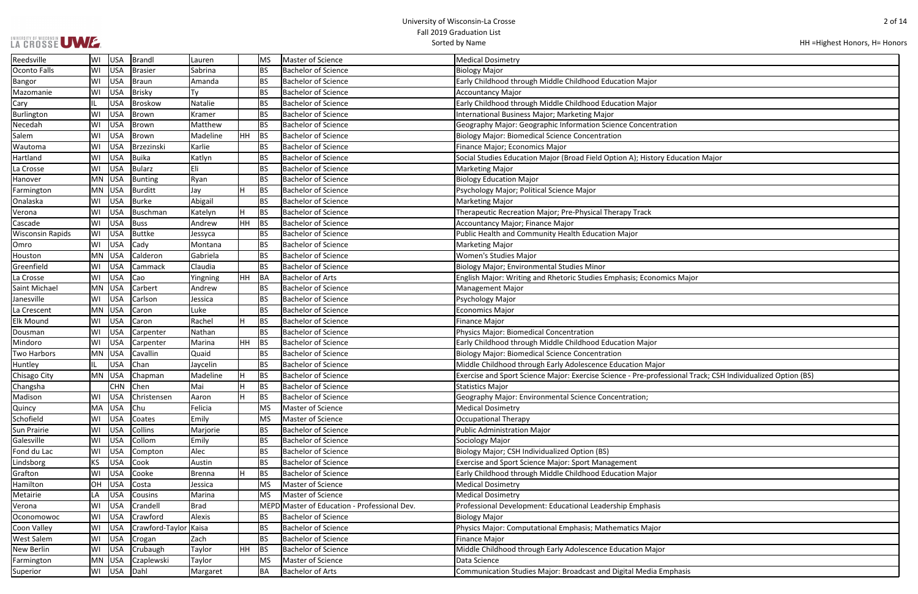| Reedsville | WI | USA | Brandl | Lauren | | MS | Master of Science | Medical Dosimetry |
|---|---|---|---|---|---|---|---|---|
| Oconto Falls | WI | USA | Brasier | Sabrina | | BS | Bachelor of Science | Biology Major |
| Bangor | WI | USA | Braun | Amanda | | BS | Bachelor of Science | Early Childhood through Middle Childhood Education Major |
| Mazomanie | WI | USA | Brisky | Ty | | BS | Bachelor of Science | Accountancy Major |
| Cary | IL | USA | Broskow | Natalie | | BS | Bachelor of Science | Early Childhood through Middle Childhood Education Major |
| Burlington | WI | USA | Brown | Kramer | | BS | Bachelor of Science | International Business Major; Marketing Major |
| Necedah | WI | USA | Brown | Matthew | | BS | Bachelor of Science | Geography Major: Geographic Information Science Concentration |
| Salem | WI | USA | Brown | Madeline | HH | BS | Bachelor of Science | Biology Major: Biomedical Science Concentration |
| Wautoma | WI | USA | Brzezinski | Karlie | | BS | Bachelor of Science | Finance Major; Economics Major |
| Hartland | WI | USA | Buika | Katlyn | | BS | Bachelor of Science | Social Studies Education Major (Broad Field Option A); History Education Major |
| La Crosse | WI | USA | Bularz | Eli | | BS | Bachelor of Science | Marketing Major |
| Hanover | MN | USA | Bunting | Ryan | | BS | Bachelor of Science | Biology Education Major |
| Farmington | MN | USA | Burditt | Jay | H | BS | Bachelor of Science | Psychology Major; Political Science Major |
| Onalaska | WI | USA | Burke | Abigail | | BS | Bachelor of Science | Marketing Major |
| Verona | WI | USA | Buschman | Katelyn | H | BS | Bachelor of Science | Therapeutic Recreation Major; Pre-Physical Therapy Track |
| Cascade | WI | USA | Buss | Andrew | HH | BS | Bachelor of Science | Accountancy Major; Finance Major |
| Wisconsin Rapids | WI | USA | Buttke | Jessyca | | BS | Bachelor of Science | Public Health and Community Health Education Major |
| Omro | WI | USA | Cady | Montana | | BS | Bachelor of Science | Marketing Major |
| Houston | MN | USA | Calderon | Gabriela | | BS | Bachelor of Science | Women's Studies Major |
| Greenfield | WI | USA | Cammack | Claudia | | BS | Bachelor of Science | Biology Major; Environmental Studies Minor |
| La Crosse | WI | USA | Cao | Yingning | HH | BA | Bachelor of Arts | English Major: Writing and Rhetoric Studies Emphasis; Economics Major |
| Saint Michael | MN | USA | Carbert | Andrew | | BS | Bachelor of Science | Management Major |
| Janesville | WI | USA | Carlson | Jessica | | BS | Bachelor of Science | Psychology Major |
| La Crescent | MN | USA | Caron | Luke | | BS | Bachelor of Science | Economics Major |
| Elk Mound | WI | USA | Caron | Rachel | H | BS | Bachelor of Science | Finance Major |
| Dousman | WI | USA | Carpenter | Nathan | | BS | Bachelor of Science | Physics Major: Biomedical Concentration |
| Mindoro | WI | USA | Carpenter | Marina | HH | BS | Bachelor of Science | Early Childhood through Middle Childhood Education Major |
| Two Harbors | MN | USA | Cavallin | Quaid | | BS | Bachelor of Science | Biology Major: Biomedical Science Concentration |
| Huntley | IL | USA | Chan | Jaycelin | | BS | Bachelor of Science | Middle Childhood through Early Adolescence Education Major |
| Chisago City | MN | USA | Chapman | Madeline | H | BS | Bachelor of Science | Exercise and Sport Science Major: Exercise Science - Pre-professional Track; CSH Individualized Option (BS) |
| Changsha | | CHN | Chen | Mai | H | BS | Bachelor of Science | Statistics Major |
| Madison | WI | USA | Christensen | Aaron | H | BS | Bachelor of Science | Geography Major: Environmental Science Concentration; |
| Quincy | MA | USA | Chu | Felicia | | MS | Master of Science | Medical Dosimetry |
| Schofield | WI | USA | Coates | Emily | | MS | Master of Science | Occupational Therapy |
| Sun Prairie | WI | USA | Collins | Marjorie | | BS | Bachelor of Science | Public Administration Major |
| Galesville | WI | USA | Collom | Emily | | BS | Bachelor of Science | Sociology Major |
| Fond du Lac | WI | USA | Compton | Alec | | BS | Bachelor of Science | Biology Major; CSH Individualized Option (BS) |
| Lindsborg | KS | USA | Cook | Austin | | BS | Bachelor of Science | Exercise and Sport Science Major: Sport Management |
| Grafton | WI | USA | Cooke | Brenna | H | BS | Bachelor of Science | Early Childhood through Middle Childhood Education Major |
| Hamilton | OH | USA | Costa | Jessica | | MS | Master of Science | Medical Dosimetry |
| Metairie | LA | USA | Cousins | Marina | | MS | Master of Science | Medical Dosimetry |
| Verona | WI | USA | Crandell | Brad | | MEPD | Master of Education - Professional Dev. | Professional Development: Educational Leadership Emphasis |
| Oconomowoc | WI | USA | Crawford | Alexis | | BS | Bachelor of Science | Biology Major |
| Coon Valley | WI | USA | Crawford-Taylor | Kaisa | | BS | Bachelor of Science | Physics Major: Computational Emphasis; Mathematics Major |
| West Salem | WI | USA | Crogan | Zach | | BS | Bachelor of Science | Finance Major |
| New Berlin | WI | USA | Crubaugh | Taylor | HH | BS | Bachelor of Science | Middle Childhood through Early Adolescence Education Major |
| Farmington | MN | USA | Czaplewski | Taylor | | MS | Master of Science | Data Science |
| Superior | WI | USA | Dahl | Margaret | | BA | Bachelor of Arts | Communication Studies Major: Broadcast and Digital Media Emphasis |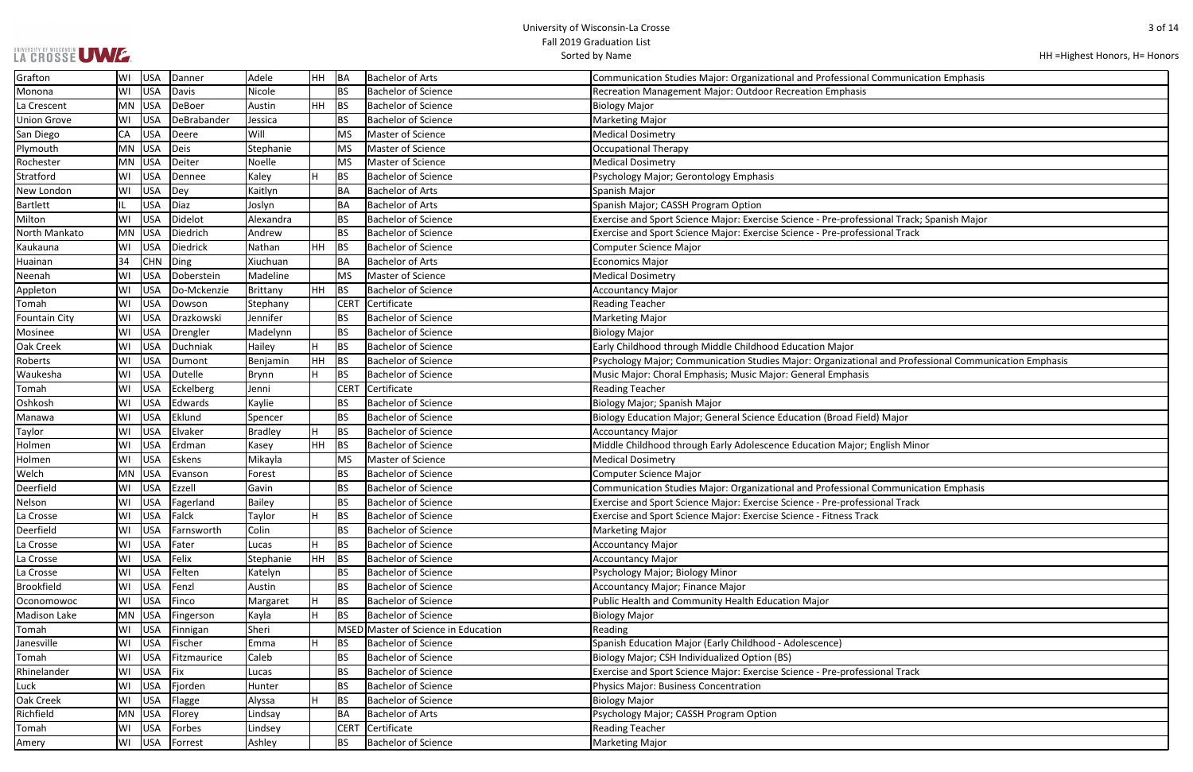University of Wisconsin-La Crosse
Fall 2019 Graduation List
Sorted by Name

HH =Highest Honors, H= Honors

| City | State | Country | Last Name | First Name | Honors | Degree | Degree Name | Major/Program |
|---|---|---|---|---|---|---|---|---|
| Grafton | WI | USA | Danner | Adele | HH | BA | Bachelor of Arts | Communication Studies Major: Organizational and Professional Communication Emphasis |
| Monona | WI | USA | Davis | Nicole | | BS | Bachelor of Science | Recreation Management Major: Outdoor Recreation Emphasis |
| La Crescent | MN | USA | DeBoer | Austin | HH | BS | Bachelor of Science | Biology Major |
| Union Grove | WI | USA | DeBrabander | Jessica | | BS | Bachelor of Science | Marketing Major |
| San Diego | CA | USA | Deere | Will | | MS | Master of Science | Medical Dosimetry |
| Plymouth | MN | USA | Deis | Stephanie | | MS | Master of Science | Occupational Therapy |
| Rochester | MN | USA | Deiter | Noelle | | MS | Master of Science | Medical Dosimetry |
| Stratford | WI | USA | Dennee | Kaley | H | BS | Bachelor of Science | Psychology Major; Gerontology Emphasis |
| New London | WI | USA | Dey | Kaitlyn | | BA | Bachelor of Arts | Spanish Major |
| Bartlett | IL | USA | Diaz | Joslyn | | BA | Bachelor of Arts | Spanish Major; CASSH Program Option |
| Milton | WI | USA | Didelot | Alexandra | | BS | Bachelor of Science | Exercise and Sport Science Major: Exercise Science - Pre-professional Track; Spanish Major |
| North Mankato | MN | USA | Diedrich | Andrew | | BS | Bachelor of Science | Exercise and Sport Science Major: Exercise Science - Pre-professional Track |
| Kaukauna | WI | USA | Diedrick | Nathan | HH | BS | Bachelor of Science | Computer Science Major |
| Huainan | 34 | CHN | Ding | Xiuchuan | | BA | Bachelor of Arts | Economics Major |
| Neenah | WI | USA | Doberstein | Madeline | | MS | Master of Science | Medical Dosimetry |
| Appleton | WI | USA | Do-Mckenzie | Brittany | HH | BS | Bachelor of Science | Accountancy Major |
| Tomah | WI | USA | Dowson | Stephany | | CERT | Certificate | Reading Teacher |
| Fountain City | WI | USA | Drazkowski | Jennifer | | BS | Bachelor of Science | Marketing Major |
| Mosinee | WI | USA | Drengler | Madelynn | | BS | Bachelor of Science | Biology Major |
| Oak Creek | WI | USA | Duchniak | Hailey | H | BS | Bachelor of Science | Early Childhood through Middle Childhood Education Major |
| Roberts | WI | USA | Dumont | Benjamin | HH | BS | Bachelor of Science | Psychology Major; Communication Studies Major: Organizational and Professional Communication Emphasis |
| Waukesha | WI | USA | Dutelle | Brynn | H | BS | Bachelor of Science | Music Major: Choral Emphasis; Music Major: General Emphasis |
| Tomah | WI | USA | Eckelberg | Jenni | | CERT | Certificate | Reading Teacher |
| Oshkosh | WI | USA | Edwards | Kaylie | | BS | Bachelor of Science | Biology Major; Spanish Major |
| Manawa | WI | USA | Eklund | Spencer | | BS | Bachelor of Science | Biology Education Major; General Science Education (Broad Field) Major |
| Taylor | WI | USA | Elvaker | Bradley | H | BS | Bachelor of Science | Accountancy Major |
| Holmen | WI | USA | Erdman | Kasey | HH | BS | Bachelor of Science | Middle Childhood through Early Adolescence Education Major; English Minor |
| Holmen | WI | USA | Eskens | Mikayla | | MS | Master of Science | Medical Dosimetry |
| Welch | MN | USA | Evanson | Forest | | BS | Bachelor of Science | Computer Science Major |
| Deerfield | WI | USA | Ezzell | Gavin | | BS | Bachelor of Science | Communication Studies Major: Organizational and Professional Communication Emphasis |
| Nelson | WI | USA | Fagerland | Bailey | | BS | Bachelor of Science | Exercise and Sport Science Major: Exercise Science - Pre-professional Track |
| La Crosse | WI | USA | Falck | Taylor | H | BS | Bachelor of Science | Exercise and Sport Science Major: Exercise Science - Fitness Track |
| Deerfield | WI | USA | Farnsworth | Colin | | BS | Bachelor of Science | Marketing Major |
| La Crosse | WI | USA | Fater | Lucas | H | BS | Bachelor of Science | Accountancy Major |
| La Crosse | WI | USA | Felix | Stephanie | HH | BS | Bachelor of Science | Accountancy Major |
| La Crosse | WI | USA | Felten | Katelyn | | BS | Bachelor of Science | Psychology Major; Biology Minor |
| Brookfield | WI | USA | Fenzl | Austin | | BS | Bachelor of Science | Accountancy Major; Finance Major |
| Oconomowoc | WI | USA | Finco | Margaret | H | BS | Bachelor of Science | Public Health and Community Health Education Major |
| Madison Lake | MN | USA | Fingerson | Kayla | H | BS | Bachelor of Science | Biology Major |
| Tomah | WI | USA | Finnigan | Sheri | | MSED | Master of Science in Education | Reading |
| Janesville | WI | USA | Fischer | Emma | H | BS | Bachelor of Science | Spanish Education Major (Early Childhood - Adolescence) |
| Tomah | WI | USA | Fitzmaurice | Caleb | | BS | Bachelor of Science | Biology Major; CSH Individualized Option (BS) |
| Rhinelander | WI | USA | Fix | Lucas | | BS | Bachelor of Science | Exercise and Sport Science Major: Exercise Science - Pre-professional Track |
| Luck | WI | USA | Fjorden | Hunter | | BS | Bachelor of Science | Physics Major: Business Concentration |
| Oak Creek | WI | USA | Flagge | Alyssa | H | BS | Bachelor of Science | Biology Major |
| Richfield | MN | USA | Florey | Lindsay | | BA | Bachelor of Arts | Psychology Major; CASSH Program Option |
| Tomah | WI | USA | Forbes | Lindsey | | CERT | Certificate | Reading Teacher |
| Amery | WI | USA | Forrest | Ashley | | BS | Bachelor of Science | Marketing Major |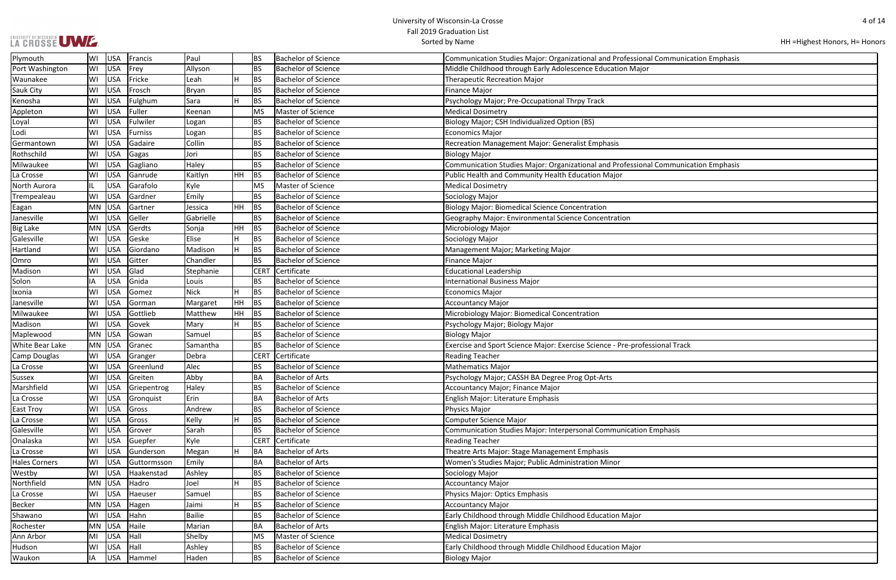# University of Wisconsin-La Crosse
## Fall 2019 Graduation List
Sorted by Name

HH =Highest Honors, H= Honors

| City | State | Country | Last Name | First Name | Honors | Degree | Degree Name | Major |
|---|---|---|---|---|---|---|---|---|
| Plymouth | WI | USA | Francis | Paul | | BS | Bachelor of Science | Communication Studies Major: Organizational and Professional Communication Emphasis |
| Port Washington | WI | USA | Frey | Allyson | | BS | Bachelor of Science | Middle Childhood through Early Adolescence Education Major |
| Waunakee | WI | USA | Fricke | Leah | H | BS | Bachelor of Science | Therapeutic Recreation Major |
| Sauk City | WI | USA | Frosch | Bryan | | BS | Bachelor of Science | Finance Major |
| Kenosha | WI | USA | Fulghum | Sara | H | BS | Bachelor of Science | Psychology Major; Pre-Occupational Thrpy Track |
| Appleton | WI | USA | Fuller | Keenan | | MS | Master of Science | Medical Dosimetry |
| Loyal | WI | USA | Fulwiler | Logan | | BS | Bachelor of Science | Biology Major; CSH Individualized Option (BS) |
| Lodi | WI | USA | Furniss | Logan | | BS | Bachelor of Science | Economics Major |
| Germantown | WI | USA | Gadaire | Collin | | BS | Bachelor of Science | Recreation Management Major: Generalist Emphasis |
| Rothschild | WI | USA | Gagas | Jori | | BS | Bachelor of Science | Biology Major |
| Milwaukee | WI | USA | Gagliano | Haley | | BS | Bachelor of Science | Communication Studies Major: Organizational and Professional Communication Emphasis |
| La Crosse | WI | USA | Ganrude | Kaitlyn | HH | BS | Bachelor of Science | Public Health and Community Health Education Major |
| North Aurora | IL | USA | Garafolo | Kyle | | MS | Master of Science | Medical Dosimetry |
| Trempealeau | WI | USA | Gardner | Emily | | BS | Bachelor of Science | Sociology Major |
| Eagan | MN | USA | Gartner | Jessica | HH | BS | Bachelor of Science | Biology Major: Biomedical Science Concentration |
| Janesville | WI | USA | Geller | Gabrielle | | BS | Bachelor of Science | Geography Major: Environmental Science Concentration |
| Big Lake | MN | USA | Gerdts | Sonja | HH | BS | Bachelor of Science | Microbiology Major |
| Galesville | WI | USA | Geske | Elise | H | BS | Bachelor of Science | Sociology Major |
| Hartland | WI | USA | Giordano | Madison | H | BS | Bachelor of Science | Management Major; Marketing Major |
| Omro | WI | USA | Gitter | Chandler | | BS | Bachelor of Science | Finance Major |
| Madison | WI | USA | Glad | Stephanie | | CERT | Certificate | Educational Leadership |
| Solon | IA | USA | Gnida | Louis | | BS | Bachelor of Science | International Business Major |
| Ixonia | WI | USA | Gomez | Nick | H | BS | Bachelor of Science | Economics Major |
| Janesville | WI | USA | Gorman | Margaret | HH | BS | Bachelor of Science | Accountancy Major |
| Milwaukee | WI | USA | Gottlieb | Matthew | HH | BS | Bachelor of Science | Microbiology Major: Biomedical Concentration |
| Madison | WI | USA | Govek | Mary | H | BS | Bachelor of Science | Psychology Major; Biology Major |
| Maplewood | MN | USA | Gowan | Samuel | | BS | Bachelor of Science | Biology Major |
| White Bear Lake | MN | USA | Granec | Samantha | | BS | Bachelor of Science | Exercise and Sport Science Major: Exercise Science - Pre-professional Track |
| Camp Douglas | WI | USA | Granger | Debra | | CERT | Certificate | Reading Teacher |
| La Crosse | WI | USA | Greenlund | Alec | | BS | Bachelor of Science | Mathematics Major |
| Sussex | WI | USA | Greiten | Abby | | BA | Bachelor of Arts | Psychology Major; CASSH BA Degree Prog Opt-Arts |
| Marshfield | WI | USA | Griepentrog | Haley | | BS | Bachelor of Science | Accountancy Major; Finance Major |
| La Crosse | WI | USA | Gronquist | Erin | | BA | Bachelor of Arts | English Major: Literature Emphasis |
| East Troy | WI | USA | Gross | Andrew | | BS | Bachelor of Science | Physics Major |
| La Crosse | WI | USA | Gross | Kelly | H | BS | Bachelor of Science | Computer Science Major |
| Galesville | WI | USA | Grover | Sarah | | BS | Bachelor of Science | Communication Studies Major: Interpersonal Communication Emphasis |
| Onalaska | WI | USA | Guepfer | Kyle | | CERT | Certificate | Reading Teacher |
| La Crosse | WI | USA | Gunderson | Megan | H | BA | Bachelor of Arts | Theatre Arts Major: Stage Management Emphasis |
| Hales Corners | WI | USA | Guttormsson | Emily | | BA | Bachelor of Arts | Women's Studies Major; Public Administration Minor |
| Westby | WI | USA | Haakenstad | Ashley | | BS | Bachelor of Science | Sociology Major |
| Northfield | MN | USA | Hadro | Joel | H | BS | Bachelor of Science | Accountancy Major |
| La Crosse | WI | USA | Haeuser | Samuel | | BS | Bachelor of Science | Physics Major: Optics Emphasis |
| Becker | MN | USA | Hagen | Jaimi | H | BS | Bachelor of Science | Accountancy Major |
| Shawano | WI | USA | Hahn | Bailie | | BS | Bachelor of Science | Early Childhood through Middle Childhood Education Major |
| Rochester | MN | USA | Haile | Marian | | BA | Bachelor of Arts | English Major: Literature Emphasis |
| Ann Arbor | MI | USA | Hall | Shelby | | MS | Master of Science | Medical Dosimetry |
| Hudson | WI | USA | Hall | Ashley | | BS | Bachelor of Science | Early Childhood through Middle Childhood Education Major |
| Waukon | IA | USA | Hammel | Haden | | BS | Bachelor of Science | Biology Major |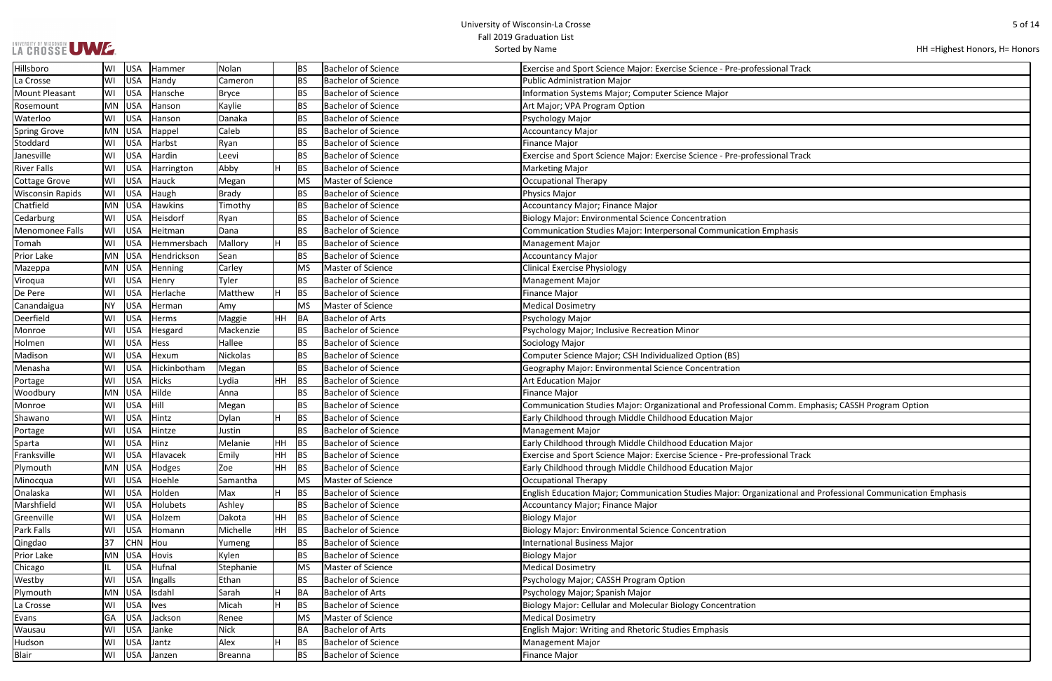# University of Wisconsin-La Crosse
## Fall 2019 Graduation List
Sorted by Name

HH =Highest Honors, H= Honors

| | | | | | | | | |
|---|---|---|---|---|---|---|---|---|
| Hillsboro | WI | USA | Hammer | Nolan | | BS | Bachelor of Science | Exercise and Sport Science Major: Exercise Science - Pre-professional Track |
| La Crosse | WI | USA | Handy | Cameron | | BS | Bachelor of Science | Public Administration Major |
| Mount Pleasant | WI | USA | Hansche | Bryce | | BS | Bachelor of Science | Information Systems Major; Computer Science Major |
| Rosemount | MN | USA | Hanson | Kaylie | | BS | Bachelor of Science | Art Major; VPA Program Option |
| Waterloo | WI | USA | Hanson | Danaka | | BS | Bachelor of Science | Psychology Major |
| Spring Grove | MN | USA | Happel | Caleb | | BS | Bachelor of Science | Accountancy Major |
| Stoddard | WI | USA | Harbst | Ryan | | BS | Bachelor of Science | Finance Major |
| Janesville | WI | USA | Hardin | Leevi | | BS | Bachelor of Science | Exercise and Sport Science Major: Exercise Science - Pre-professional Track |
| River Falls | WI | USA | Harrington | Abby | H | BS | Bachelor of Science | Marketing Major |
| Cottage Grove | WI | USA | Hauck | Megan | | MS | Master of Science | Occupational Therapy |
| Wisconsin Rapids | WI | USA | Haugh | Brady | | BS | Bachelor of Science | Physics Major |
| Chatfield | MN | USA | Hawkins | Timothy | | BS | Bachelor of Science | Accountancy Major; Finance Major |
| Cedarburg | WI | USA | Heisdorf | Ryan | | BS | Bachelor of Science | Biology Major: Environmental Science Concentration |
| Menomonee Falls | WI | USA | Heitman | Dana | | BS | Bachelor of Science | Communication Studies Major: Interpersonal Communication Emphasis |
| Tomah | WI | USA | Hemmersbach | Mallory | H | BS | Bachelor of Science | Management Major |
| Prior Lake | MN | USA | Hendrickson | Sean | | BS | Bachelor of Science | Accountancy Major |
| Mazeppa | MN | USA | Henning | Carley | | MS | Master of Science | Clinical Exercise Physiology |
| Viroqua | WI | USA | Henry | Tyler | | BS | Bachelor of Science | Management Major |
| De Pere | WI | USA | Herlache | Matthew | H | BS | Bachelor of Science | Finance Major |
| Canandaigua | NY | USA | Herman | Amy | | MS | Master of Science | Medical Dosimetry |
| Deerfield | WI | USA | Herms | Maggie | HH | BA | Bachelor of Arts | Psychology Major |
| Monroe | WI | USA | Hesgard | Mackenzie | | BS | Bachelor of Science | Psychology Major; Inclusive Recreation Minor |
| Holmen | WI | USA | Hess | Hallee | | BS | Bachelor of Science | Sociology Major |
| Madison | WI | USA | Hexum | Nickolas | | BS | Bachelor of Science | Computer Science Major; CSH Individualized Option (BS) |
| Menasha | WI | USA | Hickinbotham | Megan | | BS | Bachelor of Science | Geography Major: Environmental Science Concentration |
| Portage | WI | USA | Hicks | Lydia | HH | BS | Bachelor of Science | Art Education Major |
| Woodbury | MN | USA | Hilde | Anna | | BS | Bachelor of Science | Finance Major |
| Monroe | WI | USA | Hill | Megan | | BS | Bachelor of Science | Communication Studies Major: Organizational and Professional Comm. Emphasis; CASSH Program Option |
| Shawano | WI | USA | Hintz | Dylan | H | BS | Bachelor of Science | Early Childhood through Middle Childhood Education Major |
| Portage | WI | USA | Hintze | Justin | | BS | Bachelor of Science | Management Major |
| Sparta | WI | USA | Hinz | Melanie | HH | BS | Bachelor of Science | Early Childhood through Middle Childhood Education Major |
| Franksville | WI | USA | Hlavacek | Emily | HH | BS | Bachelor of Science | Exercise and Sport Science Major: Exercise Science - Pre-professional Track |
| Plymouth | MN | USA | Hodges | Zoe | HH | BS | Bachelor of Science | Early Childhood through Middle Childhood Education Major |
| Minocqua | WI | USA | Hoehle | Samantha | | MS | Master of Science | Occupational Therapy |
| Onalaska | WI | USA | Holden | Max | H | BS | Bachelor of Science | English Education Major; Communication Studies Major: Organizational and Professional Communication Emphasis |
| Marshfield | WI | USA | Holubets | Ashley | | BS | Bachelor of Science | Accountancy Major; Finance Major |
| Greenville | WI | USA | Holzem | Dakota | HH | BS | Bachelor of Science | Biology Major |
| Park Falls | WI | USA | Homann | Michelle | HH | BS | Bachelor of Science | Biology Major: Environmental Science Concentration |
| Qingdao | 37 | CHN | Hou | Yumeng | | BS | Bachelor of Science | International Business Major |
| Prior Lake | MN | USA | Hovis | Kylen | | BS | Bachelor of Science | Biology Major |
| Chicago | IL | USA | Hufnal | Stephanie | | MS | Master of Science | Medical Dosimetry |
| Westby | WI | USA | Ingalls | Ethan | | BS | Bachelor of Science | Psychology Major; CASSH Program Option |
| Plymouth | MN | USA | Isdahl | Sarah | H | BA | Bachelor of Arts | Psychology Major; Spanish Major |
| La Crosse | WI | USA | Ives | Micah | H | BS | Bachelor of Science | Biology Major: Cellular and Molecular Biology Concentration |
| Evans | GA | USA | Jackson | Renee | | MS | Master of Science | Medical Dosimetry |
| Wausau | WI | USA | Janke | Nick | | BA | Bachelor of Arts | English Major: Writing and Rhetoric Studies Emphasis |
| Hudson | WI | USA | Jantz | Alex | H | BS | Bachelor of Science | Management Major |
| Blair | WI | USA | Janzen | Breanna | | BS | Bachelor of Science | Finance Major |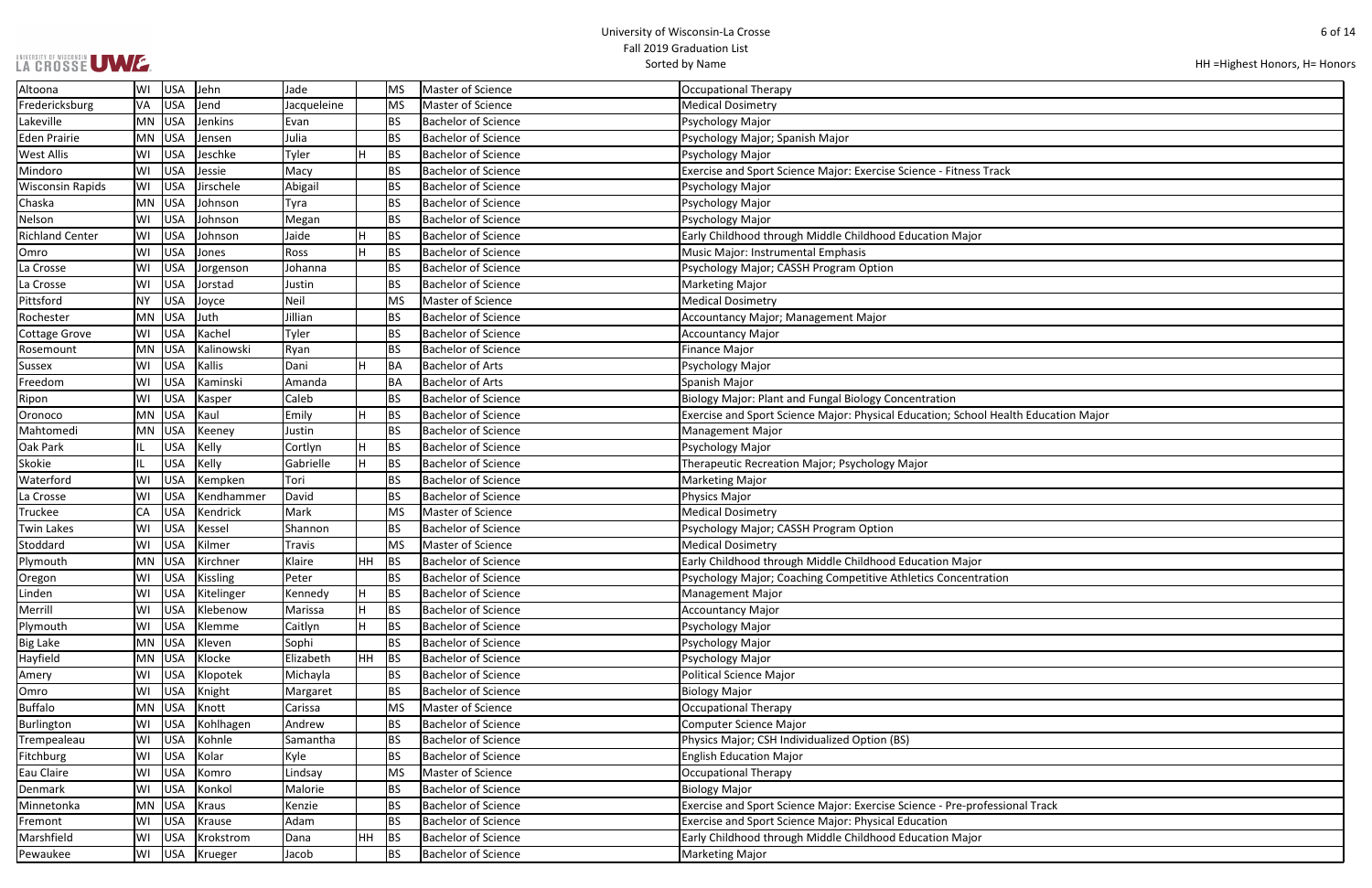# University of Wisconsin-La Crosse
## Fall 2019 Graduation List
Sorted by Name

HH =Highest Honors, H= Honors

| City | State | Country | Last Name | First Name | Honors | Degree | Degree Name | Major |
|---|---|---|---|---|---|---|---|---|
| Altoona | WI | USA | Jehn | Jade | | MS | Master of Science | Occupational Therapy |
| Fredericksburg | VA | USA | Jend | Jacqueleine | | MS | Master of Science | Medical Dosimetry |
| Lakeville | MN | USA | Jenkins | Evan | | BS | Bachelor of Science | Psychology Major |
| Eden Prairie | MN | USA | Jensen | Julia | | BS | Bachelor of Science | Psychology Major; Spanish Major |
| West Allis | WI | USA | Jeschke | Tyler | H | BS | Bachelor of Science | Psychology Major |
| Mindoro | WI | USA | Jessie | Macy | | BS | Bachelor of Science | Exercise and Sport Science Major: Exercise Science - Fitness Track |
| Wisconsin Rapids | WI | USA | Jirschele | Abigail | | BS | Bachelor of Science | Psychology Major |
| Chaska | MN | USA | Johnson | Tyra | | BS | Bachelor of Science | Psychology Major |
| Nelson | WI | USA | Johnson | Megan | | BS | Bachelor of Science | Psychology Major |
| Richland Center | WI | USA | Johnson | Jaide | H | BS | Bachelor of Science | Early Childhood through Middle Childhood Education Major |
| Omro | WI | USA | Jones | Ross | H | BS | Bachelor of Science | Music Major: Instrumental Emphasis |
| La Crosse | WI | USA | Jorgenson | Johanna | | BS | Bachelor of Science | Psychology Major; CASSH Program Option |
| La Crosse | WI | USA | Jorstad | Justin | | BS | Bachelor of Science | Marketing Major |
| Pittsford | NY | USA | Joyce | Neil | | MS | Master of Science | Medical Dosimetry |
| Rochester | MN | USA | Juth | Jillian | | BS | Bachelor of Science | Accountancy Major; Management Major |
| Cottage Grove | WI | USA | Kachel | Tyler | | BS | Bachelor of Science | Accountancy Major |
| Rosemount | MN | USA | Kalinowski | Ryan | | BS | Bachelor of Science | Finance Major |
| Sussex | WI | USA | Kallis | Dani | H | BA | Bachelor of Arts | Psychology Major |
| Freedom | WI | USA | Kaminski | Amanda | | BA | Bachelor of Arts | Spanish Major |
| Ripon | WI | USA | Kasper | Caleb | | BS | Bachelor of Science | Biology Major: Plant and Fungal Biology Concentration |
| Oronoco | MN | USA | Kaul | Emily | H | BS | Bachelor of Science | Exercise and Sport Science Major: Physical Education; School Health Education Major |
| Mahtomedi | MN | USA | Keeney | Justin | | BS | Bachelor of Science | Management Major |
| Oak Park | IL | USA | Kelly | Cortlyn | H | BS | Bachelor of Science | Psychology Major |
| Skokie | IL | USA | Kelly | Gabrielle | H | BS | Bachelor of Science | Therapeutic Recreation Major; Psychology Major |
| Waterford | WI | USA | Kempken | Tori | | BS | Bachelor of Science | Marketing Major |
| La Crosse | WI | USA | Kendhammer | David | | BS | Bachelor of Science | Physics Major |
| Truckee | CA | USA | Kendrick | Mark | | MS | Master of Science | Medical Dosimetry |
| Twin Lakes | WI | USA | Kessel | Shannon | | BS | Bachelor of Science | Psychology Major; CASSH Program Option |
| Stoddard | WI | USA | Kilmer | Travis | | MS | Master of Science | Medical Dosimetry |
| Plymouth | MN | USA | Kirchner | Klaire | HH | BS | Bachelor of Science | Early Childhood through Middle Childhood Education Major |
| Oregon | WI | USA | Kissling | Peter | | BS | Bachelor of Science | Psychology Major; Coaching Competitive Athletics Concentration |
| Linden | WI | USA | Kitelinger | Kennedy | H | BS | Bachelor of Science | Management Major |
| Merrill | WI | USA | Klebenow | Marissa | H | BS | Bachelor of Science | Accountancy Major |
| Plymouth | WI | USA | Klemme | Caitlyn | H | BS | Bachelor of Science | Psychology Major |
| Big Lake | MN | USA | Kleven | Sophi | | BS | Bachelor of Science | Psychology Major |
| Hayfield | MN | USA | Klocke | Elizabeth | HH | BS | Bachelor of Science | Psychology Major |
| Amery | WI | USA | Klopotek | Michayla | | BS | Bachelor of Science | Political Science Major |
| Omro | WI | USA | Knight | Margaret | | BS | Bachelor of Science | Biology Major |
| Buffalo | MN | USA | Knott | Carissa | | MS | Master of Science | Occupational Therapy |
| Burlington | WI | USA | Kohlhagen | Andrew | | BS | Bachelor of Science | Computer Science Major |
| Trempealeau | WI | USA | Kohnle | Samantha | | BS | Bachelor of Science | Physics Major; CSH Individualized Option (BS) |
| Fitchburg | WI | USA | Kolar | Kyle | | BS | Bachelor of Science | English Education Major |
| Eau Claire | WI | USA | Komro | Lindsay | | MS | Master of Science | Occupational Therapy |
| Denmark | WI | USA | Konkol | Malorie | | BS | Bachelor of Science | Biology Major |
| Minnetonka | MN | USA | Kraus | Kenzie | | BS | Bachelor of Science | Exercise and Sport Science Major: Exercise Science - Pre-professional Track |
| Fremont | WI | USA | Krause | Adam | | BS | Bachelor of Science | Exercise and Sport Science Major: Physical Education |
| Marshfield | WI | USA | Krokstrom | Dana | HH | BS | Bachelor of Science | Early Childhood through Middle Childhood Education Major |
| Pewaukee | WI | USA | Krueger | Jacob | | BS | Bachelor of Science | Marketing Major |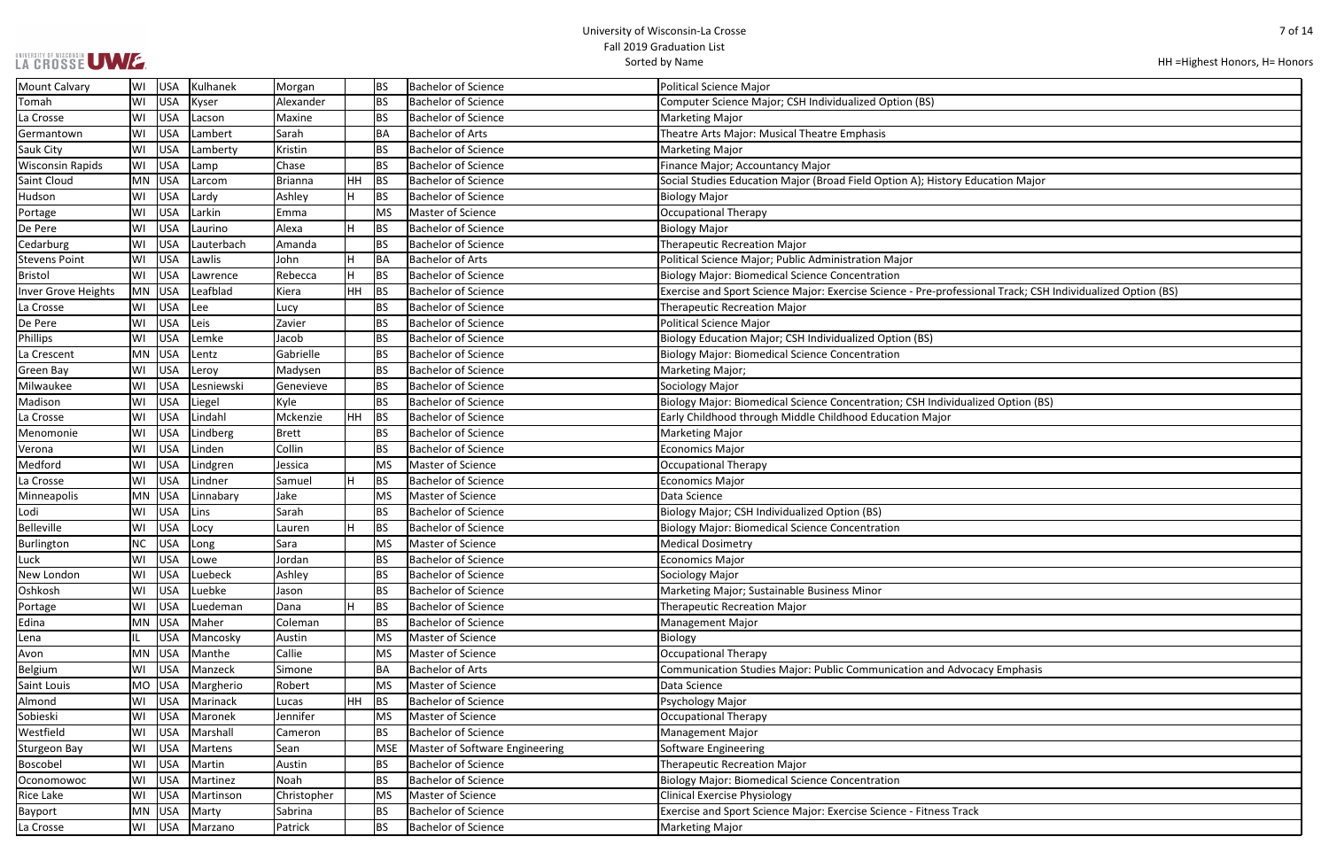# University of Wisconsin-La Crosse
## Fall 2019 Graduation List
Sorted by Name

HH =Highest Honors, H= Honors

| | | | | | | | | |
|---|---|---|---|---|---|---|---|---|
| Mount Calvary | WI | USA | Kulhanek | Morgan | | BS | Bachelor of Science | Political Science Major |
| Tomah | WI | USA | Kyser | Alexander | | BS | Bachelor of Science | Computer Science Major; CSH Individualized Option (BS) |
| La Crosse | WI | USA | Lacson | Maxine | | BS | Bachelor of Science | Marketing Major |
| Germantown | WI | USA | Lambert | Sarah | | BA | Bachelor of Arts | Theatre Arts Major: Musical Theatre Emphasis |
| Sauk City | WI | USA | Lamberty | Kristin | | BS | Bachelor of Science | Marketing Major |
| Wisconsin Rapids | WI | USA | Lamp | Chase | | BS | Bachelor of Science | Finance Major; Accountancy Major |
| Saint Cloud | MN | USA | Larcom | Brianna | HH | BS | Bachelor of Science | Social Studies Education Major (Broad Field Option A); History Education Major |
| Hudson | WI | USA | Lardy | Ashley | H | BS | Bachelor of Science | Biology Major |
| Portage | WI | USA | Larkin | Emma | | MS | Master of Science | Occupational Therapy |
| De Pere | WI | USA | Laurino | Alexa | H | BS | Bachelor of Science | Biology Major |
| Cedarburg | WI | USA | Lauterbach | Amanda | | BS | Bachelor of Science | Therapeutic Recreation Major |
| Stevens Point | WI | USA | Lawlis | John | H | BA | Bachelor of Arts | Political Science Major; Public Administration Major |
| Bristol | WI | USA | Lawrence | Rebecca | H | BS | Bachelor of Science | Biology Major: Biomedical Science Concentration |
| Inver Grove Heights | MN | USA | Leafblad | Kiera | HH | BS | Bachelor of Science | Exercise and Sport Science Major: Exercise Science - Pre-professional Track; CSH Individualized Option (BS) |
| La Crosse | WI | USA | Lee | Lucy | | BS | Bachelor of Science | Therapeutic Recreation Major |
| De Pere | WI | USA | Leis | Zavier | | BS | Bachelor of Science | Political Science Major |
| Phillips | WI | USA | Lemke | Jacob | | BS | Bachelor of Science | Biology Education Major; CSH Individualized Option (BS) |
| La Crescent | MN | USA | Lentz | Gabrielle | | BS | Bachelor of Science | Biology Major: Biomedical Science Concentration |
| Green Bay | WI | USA | Leroy | Madysen | | BS | Bachelor of Science | Marketing Major; |
| Milwaukee | WI | USA | Lesniewski | Genevieve | | BS | Bachelor of Science | Sociology Major |
| Madison | WI | USA | Liegel | Kyle | | BS | Bachelor of Science | Biology Major: Biomedical Science Concentration; CSH Individualized Option (BS) |
| La Crosse | WI | USA | Lindahl | Mckenzie | HH | BS | Bachelor of Science | Early Childhood through Middle Childhood Education Major |
| Menomonie | WI | USA | Lindberg | Brett | | BS | Bachelor of Science | Marketing Major |
| Verona | WI | USA | Linden | Collin | | BS | Bachelor of Science | Economics Major |
| Medford | WI | USA | Lindgren | Jessica | | MS | Master of Science | Occupational Therapy |
| La Crosse | WI | USA | Lindner | Samuel | H | BS | Bachelor of Science | Economics Major |
| Minneapolis | MN | USA | Linnabary | Jake | | MS | Master of Science | Data Science |
| Lodi | WI | USA | Lins | Sarah | | BS | Bachelor of Science | Biology Major; CSH Individualized Option (BS) |
| Belleville | WI | USA | Locy | Lauren | H | BS | Bachelor of Science | Biology Major: Biomedical Science Concentration |
| Burlington | NC | USA | Long | Sara | | MS | Master of Science | Medical Dosimetry |
| Luck | WI | USA | Lowe | Jordan | | BS | Bachelor of Science | Economics Major |
| New London | WI | USA | Luebeck | Ashley | | BS | Bachelor of Science | Sociology Major |
| Oshkosh | WI | USA | Luebke | Jason | | BS | Bachelor of Science | Marketing Major; Sustainable Business Minor |
| Portage | WI | USA | Luedeman | Dana | H | BS | Bachelor of Science | Therapeutic Recreation Major |
| Edina | MN | USA | Maher | Coleman | | BS | Bachelor of Science | Management Major |
| Lena | IL | USA | Mancosky | Austin | | MS | Master of Science | Biology |
| Avon | MN | USA | Manthe | Callie | | MS | Master of Science | Occupational Therapy |
| Belgium | WI | USA | Manzeck | Simone | | BA | Bachelor of Arts | Communication Studies Major: Public Communication and Advocacy Emphasis |
| Saint Louis | MO | USA | Margherio | Robert | | MS | Master of Science | Data Science |
| Almond | WI | USA | Marinack | Lucas | HH | BS | Bachelor of Science | Psychology Major |
| Sobieski | WI | USA | Maronek | Jennifer | | MS | Master of Science | Occupational Therapy |
| Westfield | WI | USA | Marshall | Cameron | | BS | Bachelor of Science | Management Major |
| Sturgeon Bay | WI | USA | Martens | Sean | | MSE | Master of Software Engineering | Software Engineering |
| Boscobel | WI | USA | Martin | Austin | | BS | Bachelor of Science | Therapeutic Recreation Major |
| Oconomowoc | WI | USA | Martinez | Noah | | BS | Bachelor of Science | Biology Major: Biomedical Science Concentration |
| Rice Lake | WI | USA | Martinson | Christopher | | MS | Master of Science | Clinical Exercise Physiology |
| Bayport | MN | USA | Marty | Sabrina | | BS | Bachelor of Science | Exercise and Sport Science Major: Exercise Science - Fitness Track |
| La Crosse | WI | USA | Marzano | Patrick | | BS | Bachelor of Science | Marketing Major |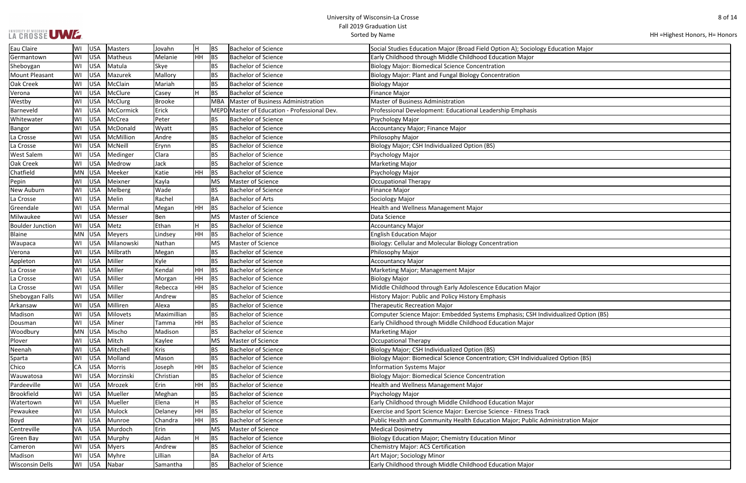# University of Wisconsin-La Crosse
## Fall 2019 Graduation List
Sorted by Name

HH =Highest Honors, H= Honors

| | | | | | | | | |
|---|---|---|---|---|---|---|---|---|
| Eau Claire | WI | USA | Masters | Jovahn | H | BS | Bachelor of Science | Social Studies Education Major (Broad Field Option A); Sociology Education Major |
| Germantown | WI | USA | Matheus | Melanie | HH | BS | Bachelor of Science | Early Childhood through Middle Childhood Education Major |
| Sheboygan | WI | USA | Matula | Skye | | BS | Bachelor of Science | Biology Major: Biomedical Science Concentration |
| Mount Pleasant | WI | USA | Mazurek | Mallory | | BS | Bachelor of Science | Biology Major: Plant and Fungal Biology Concentration |
| Oak Creek | WI | USA | McClain | Mariah | | BS | Bachelor of Science | Biology Major |
| Verona | WI | USA | McClure | Casey | H | BS | Bachelor of Science | Finance Major |
| Westby | WI | USA | McClurg | Brooke | | MBA | Master of Business Administration | Master of Business Administration |
| Barneveld | WI | USA | McCormick | Erick | | MEPD | Master of Education - Professional Dev. | Professional Development: Educational Leadership Emphasis |
| Whitewater | WI | USA | McCrea | Peter | | BS | Bachelor of Science | Psychology Major |
| Bangor | WI | USA | McDonald | Wyatt | | BS | Bachelor of Science | Accountancy Major; Finance Major |
| La Crosse | WI | USA | McMillion | Andre | | BS | Bachelor of Science | Philosophy Major |
| La Crosse | WI | USA | McNeill | Erynn | | BS | Bachelor of Science | Biology Major; CSH Individualized Option (BS) |
| West Salem | WI | USA | Medinger | Clara | | BS | Bachelor of Science | Psychology Major |
| Oak Creek | WI | USA | Medrow | Jack | | BS | Bachelor of Science | Marketing Major |
| Chatfield | MN | USA | Meeker | Katie | HH | BS | Bachelor of Science | Psychology Major |
| Pepin | WI | USA | Meixner | Kayla | | MS | Master of Science | Occupational Therapy |
| New Auburn | WI | USA | Melberg | Wade | | BS | Bachelor of Science | Finance Major |
| La Crosse | WI | USA | Melin | Rachel | | BA | Bachelor of Arts | Sociology Major |
| Greendale | WI | USA | Mermal | Megan | HH | BS | Bachelor of Science | Health and Wellness Management Major |
| Milwaukee | WI | USA | Messer | Ben | | MS | Master of Science | Data Science |
| Boulder Junction | WI | USA | Metz | Ethan | H | BS | Bachelor of Science | Accountancy Major |
| Blaine | MN | USA | Meyers | Lindsey | HH | BS | Bachelor of Science | English Education Major |
| Waupaca | WI | USA | Milanowski | Nathan | | MS | Master of Science | Biology: Cellular and Molecular Biology Concentration |
| Verona | WI | USA | Milbrath | Megan | | BS | Bachelor of Science | Philosophy Major |
| Appleton | WI | USA | Miller | Kyle | | BS | Bachelor of Science | Accountancy Major |
| La Crosse | WI | USA | Miller | Kendal | HH | BS | Bachelor of Science | Marketing Major; Management Major |
| La Crosse | WI | USA | Miller | Morgan | HH | BS | Bachelor of Science | Biology Major |
| La Crosse | WI | USA | Miller | Rebecca | HH | BS | Bachelor of Science | Middle Childhood through Early Adolescence Education Major |
| Sheboygan Falls | WI | USA | Miller | Andrew | | BS | Bachelor of Science | History Major: Public and Policy History Emphasis |
| Arkansaw | WI | USA | Milliren | Alexa | | BS | Bachelor of Science | Therapeutic Recreation Major |
| Madison | WI | USA | Milovets | Maximillian | | BS | Bachelor of Science | Computer Science Major: Embedded Systems Emphasis; CSH Individualized Option (BS) |
| Dousman | WI | USA | Miner | Tamma | HH | BS | Bachelor of Science | Early Childhood through Middle Childhood Education Major |
| Woodbury | MN | USA | Mischo | Madison | | BS | Bachelor of Science | Marketing Major |
| Plover | WI | USA | Mitch | Kaylee | | MS | Master of Science | Occupational Therapy |
| Neenah | WI | USA | Mitchell | Kris | | BS | Bachelor of Science | Biology Major; CSH Individualized Option (BS) |
| Sparta | WI | USA | Molland | Mason | | BS | Bachelor of Science | Biology Major: Biomedical Science Concentration; CSH Individualized Option (BS) |
| Chico | CA | USA | Morris | Joseph | HH | BS | Bachelor of Science | Information Systems Major |
| Wauwatosa | WI | USA | Morzinski | Christian | | BS | Bachelor of Science | Biology Major: Biomedical Science Concentration |
| Pardeeville | WI | USA | Mrozek | Erin | HH | BS | Bachelor of Science | Health and Wellness Management Major |
| Brookfield | WI | USA | Mueller | Meghan | | BS | Bachelor of Science | Psychology Major |
| Watertown | WI | USA | Mueller | Elena | H | BS | Bachelor of Science | Early Childhood through Middle Childhood Education Major |
| Pewaukee | WI | USA | Mulock | Delaney | HH | BS | Bachelor of Science | Exercise and Sport Science Major: Exercise Science - Fitness Track |
| Boyd | WI | USA | Munroe | Chandra | HH | BS | Bachelor of Science | Public Health and Community Health Education Major; Public Administration Major |
| Centreville | VA | USA | Murdoch | Erin | | MS | Master of Science | Medical Dosimetry |
| Green Bay | WI | USA | Murphy | Aidan | H | BS | Bachelor of Science | Biology Education Major; Chemistry Education Minor |
| Cameron | WI | USA | Myers | Andrew | | BS | Bachelor of Science | Chemistry Major: ACS Certification |
| Madison | WI | USA | Myhre | Lillian | | BA | Bachelor of Arts | Art Major; Sociology Minor |
| Wisconsin Dells | WI | USA | Nabar | Samantha | | BS | Bachelor of Science | Early Childhood through Middle Childhood Education Major |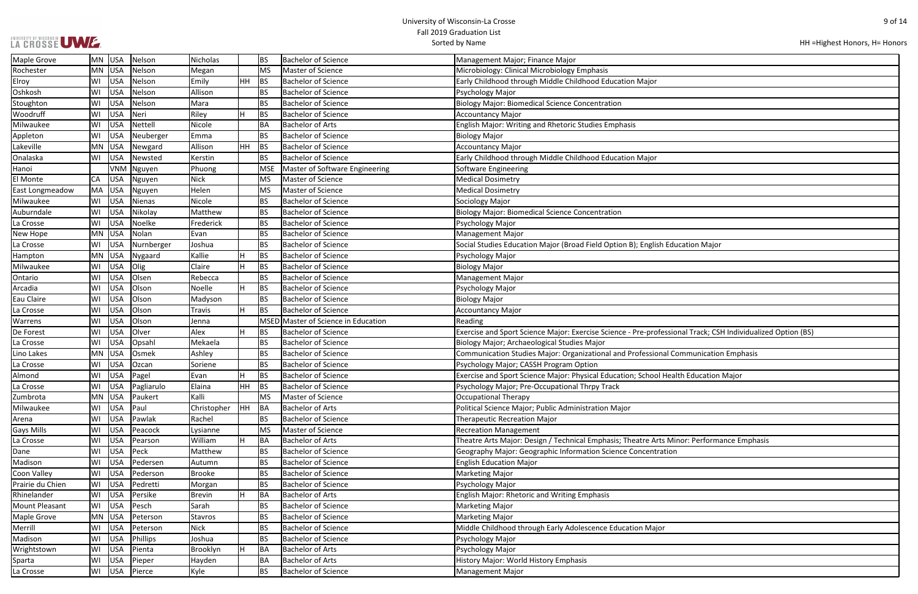# University of Wisconsin-La Crosse
## Fall 2019 Graduation List
Sorted by Name

HH =Highest Honors, H= Honors

| City | State | Country | Last Name | First Name | Honors | Degree | Degree Name | Major |
|---|---|---|---|---|---|---|---|---|
| Maple Grove | MN | USA | Nelson | Nicholas | | BS | Bachelor of Science | Management Major; Finance Major |
| Rochester | MN | USA | Nelson | Megan | | MS | Master of Science | Microbiology: Clinical Microbiology Emphasis |
| Elroy | WI | USA | Nelson | Emily | HH | BS | Bachelor of Science | Early Childhood through Middle Childhood Education Major |
| Oshkosh | WI | USA | Nelson | Allison | | BS | Bachelor of Science | Psychology Major |
| Stoughton | WI | USA | Nelson | Mara | | BS | Bachelor of Science | Biology Major: Biomedical Science Concentration |
| Woodruff | WI | USA | Neri | Riley | H | BS | Bachelor of Science | Accountancy Major |
| Milwaukee | WI | USA | Nettell | Nicole | | BA | Bachelor of Arts | English Major: Writing and Rhetoric Studies Emphasis |
| Appleton | WI | USA | Neuberger | Emma | | BS | Bachelor of Science | Biology Major |
| Lakeville | MN | USA | Newgard | Allison | HH | BS | Bachelor of Science | Accountancy Major |
| Onalaska | WI | USA | Newsted | Kerstin | | BS | Bachelor of Science | Early Childhood through Middle Childhood Education Major |
| Hanoi | | VNM | Nguyen | Phuong | | MSE | Master of Software Engineering | Software Engineering |
| El Monte | CA | USA | Nguyen | Nick | | MS | Master of Science | Medical Dosimetry |
| East Longmeadow | MA | USA | Nguyen | Helen | | MS | Master of Science | Medical Dosimetry |
| Milwaukee | WI | USA | Nienas | Nicole | | BS | Bachelor of Science | Sociology Major |
| Auburndale | WI | USA | Nikolay | Matthew | | BS | Bachelor of Science | Biology Major: Biomedical Science Concentration |
| La Crosse | WI | USA | Noelke | Frederick | | BS | Bachelor of Science | Psychology Major |
| New Hope | MN | USA | Nolan | Evan | | BS | Bachelor of Science | Management Major |
| La Crosse | WI | USA | Nurnberger | Joshua | | BS | Bachelor of Science | Social Studies Education Major (Broad Field Option B); English Education Major |
| Hampton | MN | USA | Nygaard | Kallie | H | BS | Bachelor of Science | Psychology Major |
| Milwaukee | WI | USA | Olig | Claire | H | BS | Bachelor of Science | Biology Major |
| Ontario | WI | USA | Olsen | Rebecca | | BS | Bachelor of Science | Management Major |
| Arcadia | WI | USA | Olson | Noelle | H | BS | Bachelor of Science | Psychology Major |
| Eau Claire | WI | USA | Olson | Madyson | | BS | Bachelor of Science | Biology Major |
| La Crosse | WI | USA | Olson | Travis | H | BS | Bachelor of Science | Accountancy Major |
| Warrens | WI | USA | Olson | Jenna | | MSED | Master of Science in Education | Reading |
| De Forest | WI | USA | Olver | Alex | H | BS | Bachelor of Science | Exercise and Sport Science Major: Exercise Science - Pre-professional Track; CSH Individualized Option (BS) |
| La Crosse | WI | USA | Opsahl | Mekaela | | BS | Bachelor of Science | Biology Major; Archaeological Studies Major |
| Lino Lakes | MN | USA | Osmek | Ashley | | BS | Bachelor of Science | Communication Studies Major: Organizational and Professional Communication Emphasis |
| La Crosse | WI | USA | Ozcan | Soriene | | BS | Bachelor of Science | Psychology Major; CASSH Program Option |
| Almond | WI | USA | Pagel | Evan | H | BS | Bachelor of Science | Exercise and Sport Science Major: Physical Education; School Health Education Major |
| La Crosse | WI | USA | Pagliarulo | Elaina | HH | BS | Bachelor of Science | Psychology Major; Pre-Occupational Thrpy Track |
| Zumbrota | MN | USA | Paukert | Kalli | | MS | Master of Science | Occupational Therapy |
| Milwaukee | WI | USA | Paul | Christopher | HH | BA | Bachelor of Arts | Political Science Major; Public Administration Major |
| Arena | WI | USA | Pawlak | Rachel | | BS | Bachelor of Science | Therapeutic Recreation Major |
| Gays Mills | WI | USA | Peacock | Lysianne | | MS | Master of Science | Recreation Management |
| La Crosse | WI | USA | Pearson | William | H | BA | Bachelor of Arts | Theatre Arts Major: Design / Technical Emphasis; Theatre Arts Minor: Performance Emphasis |
| Dane | WI | USA | Peck | Matthew | | BS | Bachelor of Science | Geography Major: Geographic Information Science Concentration |
| Madison | WI | USA | Pedersen | Autumn | | BS | Bachelor of Science | English Education Major |
| Coon Valley | WI | USA | Pederson | Brooke | | BS | Bachelor of Science | Marketing Major |
| Prairie du Chien | WI | USA | Pedretti | Morgan | | BS | Bachelor of Science | Psychology Major |
| Rhinelander | WI | USA | Persike | Brevin | H | BA | Bachelor of Arts | English Major: Rhetoric and Writing Emphasis |
| Mount Pleasant | WI | USA | Pesch | Sarah | | BS | Bachelor of Science | Marketing Major |
| Maple Grove | MN | USA | Peterson | Stavros | | BS | Bachelor of Science | Marketing Major |
| Merrill | WI | USA | Peterson | Nick | | BS | Bachelor of Science | Middle Childhood through Early Adolescence Education Major |
| Madison | WI | USA | Phillips | Joshua | | BS | Bachelor of Science | Psychology Major |
| Wrightstown | WI | USA | Pienta | Brooklyn | H | BA | Bachelor of Arts | Psychology Major |
| Sparta | WI | USA | Pieper | Hayden | | BA | Bachelor of Arts | History Major: World History Emphasis |
| La Crosse | WI | USA | Pierce | Kyle | | BS | Bachelor of Science | Management Major |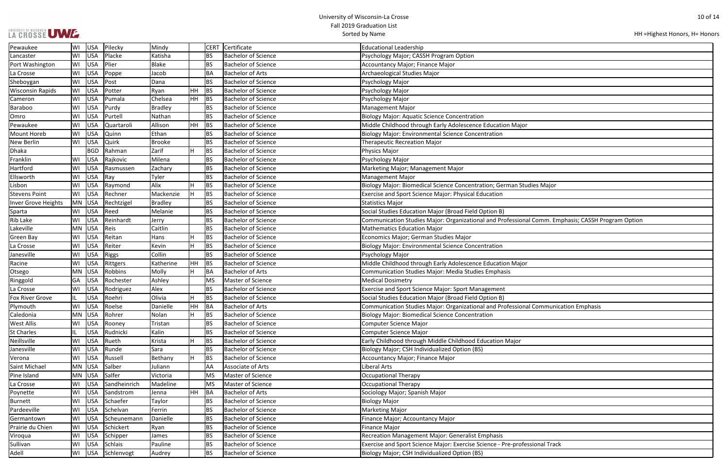| Pewaukee | WI | USA | Pilecky | Mindy | | CERT | Certificate | Educational Leadership |
|---|---|---|---|---|---|---|---|---|
| Lancaster | WI | USA | Placke | Katisha | | BS | Bachelor of Science | Psychology Major; CASSH Program Option |
| Port Washington | WI | USA | Plier | Blake | | BS | Bachelor of Science | Accountancy Major; Finance Major |
| La Crosse | WI | USA | Poppe | Jacob | | BA | Bachelor of Arts | Archaeological Studies Major |
| Sheboygan | WI | USA | Post | Dana | | BS | Bachelor of Science | Psychology Major |
| Wisconsin Rapids | WI | USA | Potter | Ryan | HH | BS | Bachelor of Science | Psychology Major |
| Cameron | WI | USA | Pumala | Chelsea | HH | BS | Bachelor of Science | Psychology Major |
| Baraboo | WI | USA | Purdy | Bradley | | BS | Bachelor of Science | Management Major |
| Omro | WI | USA | Purtell | Nathan | | BS | Bachelor of Science | Biology Major: Aquatic Science Concentration |
| Pewaukee | WI | USA | Quartaroli | Allison | HH | BS | Bachelor of Science | Middle Childhood through Early Adolescence Education Major |
| Mount Horeb | WI | USA | Quinn | Ethan | | BS | Bachelor of Science | Biology Major: Environmental Science Concentration |
| New Berlin | WI | USA | Quirk | Brooke | | BS | Bachelor of Science | Therapeutic Recreation Major |
| Dhaka | | BGD | Rahman | Zarif | H | BS | Bachelor of Science | Physics Major |
| Franklin | WI | USA | Rajkovic | Milena | | BS | Bachelor of Science | Psychology Major |
| Hartford | WI | USA | Rasmussen | Zachary | | BS | Bachelor of Science | Marketing Major; Management Major |
| Ellsworth | WI | USA | Ray | Tyler | | BS | Bachelor of Science | Management Major |
| Lisbon | WI | USA | Raymond | Alix | H | BS | Bachelor of Science | Biology Major: Biomedical Science Concentration; German Studies Major |
| Stevens Point | WI | USA | Rechner | Mackenzie | H | BS | Bachelor of Science | Exercise and Sport Science Major: Physical Education |
| Inver Grove Heights | MN | USA | Rechtzigel | Bradley | | BS | Bachelor of Science | Statistics Major |
| Sparta | WI | USA | Reed | Melanie | | BS | Bachelor of Science | Social Studies Education Major (Broad Field Option B) |
| Rib Lake | WI | USA | Reinhardt | Jerry | | BS | Bachelor of Science | Communication Studies Major: Organizational and Professional Comm. Emphasis; CASSH Program Option |
| Lakeville | MN | USA | Reis | Caitlin | | BS | Bachelor of Science | Mathematics Education Major |
| Green Bay | WI | USA | Reitan | Hans | H | BS | Bachelor of Science | Economics Major; German Studies Major |
| La Crosse | WI | USA | Reiter | Kevin | H | BS | Bachelor of Science | Biology Major: Environmental Science Concentration |
| Janesville | WI | USA | Riggs | Collin | | BS | Bachelor of Science | Psychology Major |
| Racine | WI | USA | Rittgers | Katherine | HH | BS | Bachelor of Science | Middle Childhood through Early Adolescence Education Major |
| Otsego | MN | USA | Robbins | Molly | H | BA | Bachelor of Arts | Communication Studies Major: Media Studies Emphasis |
| Ringgold | GA | USA | Rochester | Ashley | | MS | Master of Science | Medical Dosimetry |
| La Crosse | WI | USA | Rodriguez | Alex | | BS | Bachelor of Science | Exercise and Sport Science Major: Sport Management |
| Fox River Grove | IL | USA | Roehri | Olivia | H | BS | Bachelor of Science | Social Studies Education Major (Broad Field Option B) |
| Plymouth | WI | USA | Roelse | Danielle | HH | BA | Bachelor of Arts | Communication Studies Major: Organizational and Professional Communication Emphasis |
| Caledonia | MN | USA | Rohrer | Nolan | H | BS | Bachelor of Science | Biology Major: Biomedical Science Concentration |
| West Allis | WI | USA | Rooney | Tristan | | BS | Bachelor of Science | Computer Science Major |
| St Charles | IL | USA | Rudnicki | Kalin | | BS | Bachelor of Science | Computer Science Major |
| Neillsville | WI | USA | Rueth | Krista | H | BS | Bachelor of Science | Early Childhood through Middle Childhood Education Major |
| Janesville | WI | USA | Runde | Sara | | BS | Bachelor of Science | Biology Major; CSH Individualized Option (BS) |
| Verona | WI | USA | Russell | Bethany | H | BS | Bachelor of Science | Accountancy Major; Finance Major |
| Saint Michael | MN | USA | Salber | Juliann | | AA | Associate of Arts | Liberal Arts |
| Pine Island | MN | USA | Salfer | Victoria | | MS | Master of Science | Occupational Therapy |
| La Crosse | WI | USA | Sandheinrich | Madeline | | MS | Master of Science | Occupational Therapy |
| Poynette | WI | USA | Sandstrom | Jenna | HH | BA | Bachelor of Arts | Sociology Major; Spanish Major |
| Burnett | WI | USA | Schaefer | Taylor | | BS | Bachelor of Science | Biology Major |
| Pardeeville | WI | USA | Schelvan | Ferrin | | BS | Bachelor of Science | Marketing Major |
| Germantown | WI | USA | Scheunemann | Danielle | | BS | Bachelor of Science | Finance Major; Accountancy Major |
| Prairie du Chien | WI | USA | Schickert | Ryan | | BS | Bachelor of Science | Finance Major |
| Viroqua | WI | USA | Schipper | James | | BS | Bachelor of Science | Recreation Management Major: Generalist Emphasis |
| Sullivan | WI | USA | Schlais | Pauline | | BS | Bachelor of Science | Exercise and Sport Science Major: Exercise Science - Pre-professional Track |
| Adell | WI | USA | Schlenvogt | Audrey | | BS | Bachelor of Science | Biology Major; CSH Individualized Option (BS) |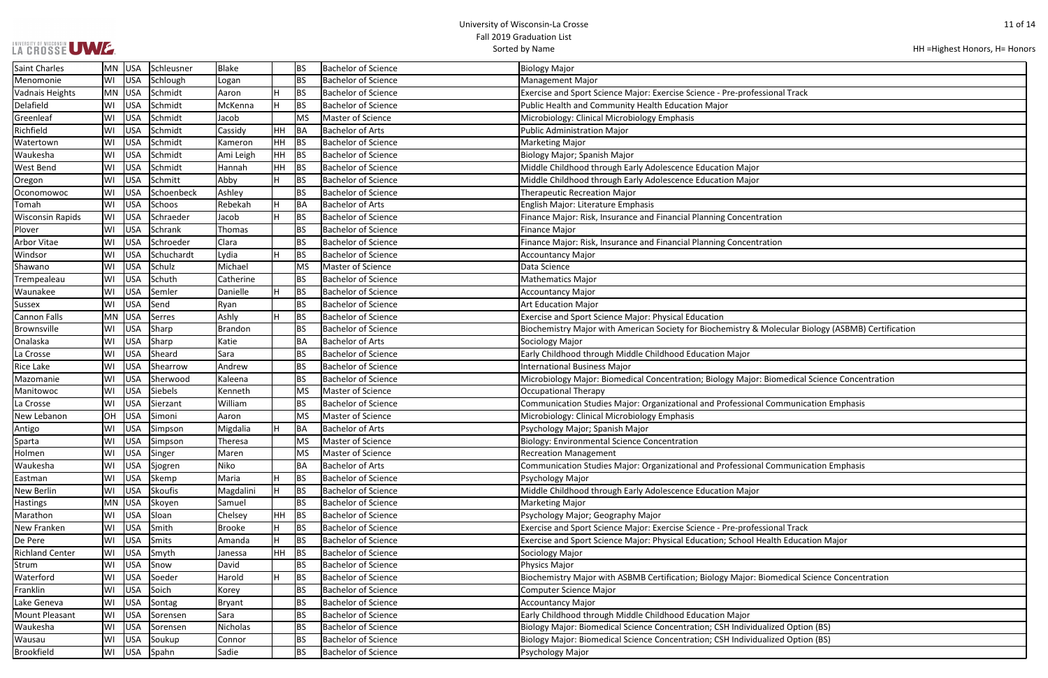# University of Wisconsin-La Crosse
## Fall 2019 Graduation List
### Sorted by Name

HH =Highest Honors, H= Honors

| | | | | | | | | |
|---|---|---|---|---|---|---|---|---|
| Saint Charles | MN | USA | Schleusner | Blake | | BS | Bachelor of Science | Biology Major |
| Menomonie | WI | USA | Schlough | Logan | | BS | Bachelor of Science | Management Major |
| Vadnais Heights | MN | USA | Schmidt | Aaron | H | BS | Bachelor of Science | Exercise and Sport Science Major: Exercise Science - Pre-professional Track |
| Delafield | WI | USA | Schmidt | McKenna | H | BS | Bachelor of Science | Public Health and Community Health Education Major |
| Greenleaf | WI | USA | Schmidt | Jacob | | MS | Master of Science | Microbiology: Clinical Microbiology Emphasis |
| Richfield | WI | USA | Schmidt | Cassidy | HH | BA | Bachelor of Arts | Public Administration Major |
| Watertown | WI | USA | Schmidt | Kameron | HH | BS | Bachelor of Science | Marketing Major |
| Waukesha | WI | USA | Schmidt | Ami Leigh | HH | BS | Bachelor of Science | Biology Major; Spanish Major |
| West Bend | WI | USA | Schmidt | Hannah | HH | BS | Bachelor of Science | Middle Childhood through Early Adolescence Education Major |
| Oregon | WI | USA | Schmitt | Abby | H | BS | Bachelor of Science | Middle Childhood through Early Adolescence Education Major |
| Oconomowoc | WI | USA | Schoenbeck | Ashley | | BS | Bachelor of Science | Therapeutic Recreation Major |
| Tomah | WI | USA | Schoos | Rebekah | H | BA | Bachelor of Arts | English Major: Literature Emphasis |
| Wisconsin Rapids | WI | USA | Schraeder | Jacob | H | BS | Bachelor of Science | Finance Major: Risk, Insurance and Financial Planning Concentration |
| Plover | WI | USA | Schrank | Thomas | | BS | Bachelor of Science | Finance Major |
| Arbor Vitae | WI | USA | Schroeder | Clara | | BS | Bachelor of Science | Finance Major: Risk, Insurance and Financial Planning Concentration |
| Windsor | WI | USA | Schuchardt | Lydia | H | BS | Bachelor of Science | Accountancy Major |
| Shawano | WI | USA | Schulz | Michael | | MS | Master of Science | Data Science |
| Trempealeau | WI | USA | Schuth | Catherine | | BS | Bachelor of Science | Mathematics Major |
| Waunakee | WI | USA | Semler | Danielle | H | BS | Bachelor of Science | Accountancy Major |
| Sussex | WI | USA | Send | Ryan | | BS | Bachelor of Science | Art Education Major |
| Cannon Falls | MN | USA | Serres | Ashly | H | BS | Bachelor of Science | Exercise and Sport Science Major: Physical Education |
| Brownsville | WI | USA | Sharp | Brandon | | BS | Bachelor of Science | Biochemistry Major with American Society for Biochemistry & Molecular Biology (ASBMB) Certification |
| Onalaska | WI | USA | Sharp | Katie | | BA | Bachelor of Arts | Sociology Major |
| La Crosse | WI | USA | Sheard | Sara | | BS | Bachelor of Science | Early Childhood through Middle Childhood Education Major |
| Rice Lake | WI | USA | Shearrow | Andrew | | BS | Bachelor of Science | International Business Major |
| Mazomanie | WI | USA | Sherwood | Kaleena | | BS | Bachelor of Science | Microbiology Major: Biomedical Concentration; Biology Major: Biomedical Science Concentration |
| Manitowoc | WI | USA | Siebels | Kenneth | | MS | Master of Science | Occupational Therapy |
| La Crosse | WI | USA | Sierzant | William | | BS | Bachelor of Science | Communication Studies Major: Organizational and Professional Communication Emphasis |
| New Lebanon | OH | USA | Simoni | Aaron | | MS | Master of Science | Microbiology: Clinical Microbiology Emphasis |
| Antigo | WI | USA | Simpson | Migdalia | H | BA | Bachelor of Arts | Psychology Major; Spanish Major |
| Sparta | WI | USA | Simpson | Theresa | | MS | Master of Science | Biology: Environmental Science Concentration |
| Holmen | WI | USA | Singer | Maren | | MS | Master of Science | Recreation Management |
| Waukesha | WI | USA | Sjogren | Niko | | BA | Bachelor of Arts | Communication Studies Major: Organizational and Professional Communication Emphasis |
| Eastman | WI | USA | Skemp | Maria | H | BS | Bachelor of Science | Psychology Major |
| New Berlin | WI | USA | Skoufis | Magdalini | H | BS | Bachelor of Science | Middle Childhood through Early Adolescence Education Major |
| Hastings | MN | USA | Skoyen | Samuel | | BS | Bachelor of Science | Marketing Major |
| Marathon | WI | USA | Sloan | Chelsey | HH | BS | Bachelor of Science | Psychology Major; Geography Major |
| New Franken | WI | USA | Smith | Brooke | H | BS | Bachelor of Science | Exercise and Sport Science Major: Exercise Science - Pre-professional Track |
| De Pere | WI | USA | Smits | Amanda | H | BS | Bachelor of Science | Exercise and Sport Science Major: Physical Education; School Health Education Major |
| Richland Center | WI | USA | Smyth | Janessa | HH | BS | Bachelor of Science | Sociology Major |
| Strum | WI | USA | Snow | David | | BS | Bachelor of Science | Physics Major |
| Waterford | WI | USA | Soeder | Harold | H | BS | Bachelor of Science | Biochemistry Major with ASBMB Certification; Biology Major: Biomedical Science Concentration |
| Franklin | WI | USA | Soich | Korey | | BS | Bachelor of Science | Computer Science Major |
| Lake Geneva | WI | USA | Sontag | Bryant | | BS | Bachelor of Science | Accountancy Major |
| Mount Pleasant | WI | USA | Sorensen | Sara | | BS | Bachelor of Science | Early Childhood through Middle Childhood Education Major |
| Waukesha | WI | USA | Sorensen | Nicholas | | BS | Bachelor of Science | Biology Major: Biomedical Science Concentration; CSH Individualized Option (BS) |
| Wausau | WI | USA | Soukup | Connor | | BS | Bachelor of Science | Biology Major: Biomedical Science Concentration; CSH Individualized Option (BS) |
| Brookfield | WI | USA | Spahn | Sadie | | BS | Bachelor of Science | Psychology Major |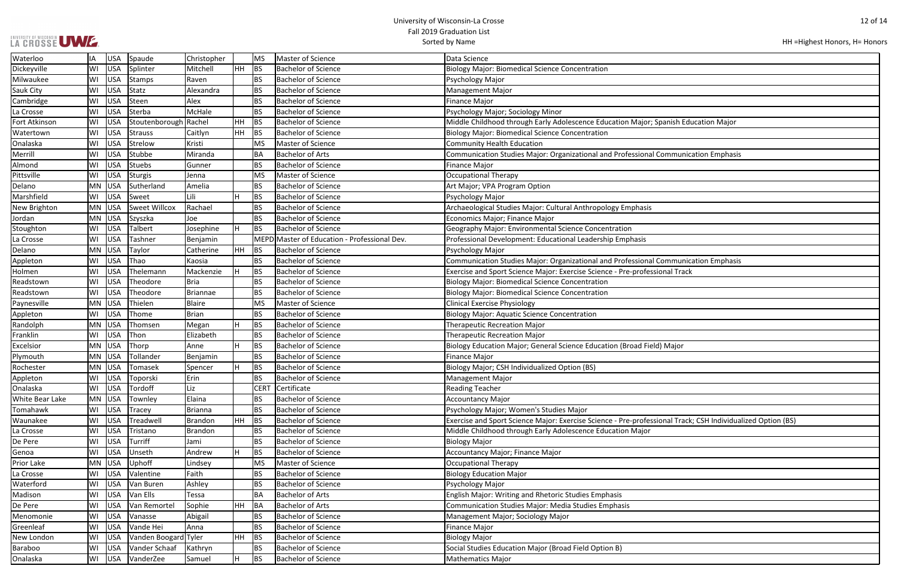| Waterloo | IA | USA | Spaude | Christopher | | MS | Master of Science | Data Science |
|---|---|---|---|---|---|---|---|---|
| Dickeyville | WI | USA | Splinter | Mitchell | HH | BS | Bachelor of Science | Biology Major: Biomedical Science Concentration |
| Milwaukee | WI | USA | Stamps | Raven | | BS | Bachelor of Science | Psychology Major |
| Sauk City | WI | USA | Statz | Alexandra | | BS | Bachelor of Science | Management Major |
| Cambridge | WI | USA | Steen | Alex | | BS | Bachelor of Science | Finance Major |
| La Crosse | WI | USA | Sterba | McHale | | BS | Bachelor of Science | Psychology Major; Sociology Minor |
| Fort Atkinson | WI | USA | Stoutenborough | Rachel | HH | BS | Bachelor of Science | Middle Childhood through Early Adolescence Education Major; Spanish Education Major |
| Watertown | WI | USA | Strauss | Caitlyn | HH | BS | Bachelor of Science | Biology Major: Biomedical Science Concentration |
| Onalaska | WI | USA | Strelow | Kristi | | MS | Master of Science | Community Health Education |
| Merrill | WI | USA | Stubbe | Miranda | | BA | Bachelor of Arts | Communication Studies Major: Organizational and Professional Communication Emphasis |
| Almond | WI | USA | Stuebs | Gunner | | BS | Bachelor of Science | Finance Major |
| Pittsville | WI | USA | Sturgis | Jenna | | MS | Master of Science | Occupational Therapy |
| Delano | MN | USA | Sutherland | Amelia | | BS | Bachelor of Science | Art Major; VPA Program Option |
| Marshfield | WI | USA | Sweet | Lili | H | BS | Bachelor of Science | Psychology Major |
| New Brighton | MN | USA | Sweet Willcox | Rachael | | BS | Bachelor of Science | Archaeological Studies Major: Cultural Anthropology Emphasis |
| Jordan | MN | USA | Szyszka | Joe | | BS | Bachelor of Science | Economics Major; Finance Major |
| Stoughton | WI | USA | Talbert | Josephine | H | BS | Bachelor of Science | Geography Major: Environmental Science Concentration |
| La Crosse | WI | USA | Tashner | Benjamin | | MEPD | Master of Education - Professional Dev. | Professional Development: Educational Leadership Emphasis |
| Delano | MN | USA | Taylor | Catherine | HH | BS | Bachelor of Science | Psychology Major |
| Appleton | WI | USA | Thao | Kaosia | | BS | Bachelor of Science | Communication Studies Major: Organizational and Professional Communication Emphasis |
| Holmen | WI | USA | Thelemann | Mackenzie | H | BS | Bachelor of Science | Exercise and Sport Science Major: Exercise Science - Pre-professional Track |
| Readstown | WI | USA | Theodore | Bria | | BS | Bachelor of Science | Biology Major: Biomedical Science Concentration |
| Readstown | WI | USA | Theodore | Briannae | | BS | Bachelor of Science | Biology Major: Biomedical Science Concentration |
| Paynesville | MN | USA | Thielen | Blaire | | MS | Master of Science | Clinical Exercise Physiology |
| Appleton | WI | USA | Thome | Brian | | BS | Bachelor of Science | Biology Major: Aquatic Science Concentration |
| Randolph | MN | USA | Thomsen | Megan | H | BS | Bachelor of Science | Therapeutic Recreation Major |
| Franklin | WI | USA | Thon | Elizabeth | | BS | Bachelor of Science | Therapeutic Recreation Major |
| Excelsior | MN | USA | Thorp | Anne | H | BS | Bachelor of Science | Biology Education Major; General Science Education (Broad Field) Major |
| Plymouth | MN | USA | Tollander | Benjamin | | BS | Bachelor of Science | Finance Major |
| Rochester | MN | USA | Tomasek | Spencer | H | BS | Bachelor of Science | Biology Major; CSH Individualized Option (BS) |
| Appleton | WI | USA | Toporski | Erin | | BS | Bachelor of Science | Management Major |
| Onalaska | WI | USA | Tordoff | Liz | | CERT | Certificate | Reading Teacher |
| White Bear Lake | MN | USA | Townley | Elaina | | BS | Bachelor of Science | Accountancy Major |
| Tomahawk | WI | USA | Tracey | Brianna | | BS | Bachelor of Science | Psychology Major; Women's Studies Major |
| Waunakee | WI | USA | Treadwell | Brandon | HH | BS | Bachelor of Science | Exercise and Sport Science Major: Exercise Science - Pre-professional Track; CSH Individualized Option (BS) |
| La Crosse | WI | USA | Tristano | Brandon | | BS | Bachelor of Science | Middle Childhood through Early Adolescence Education Major |
| De Pere | WI | USA | Turriff | Jami | | BS | Bachelor of Science | Biology Major |
| Genoa | WI | USA | Unseth | Andrew | H | BS | Bachelor of Science | Accountancy Major; Finance Major |
| Prior Lake | MN | USA | Uphoff | Lindsey | | MS | Master of Science | Occupational Therapy |
| La Crosse | WI | USA | Valentine | Faith | | BS | Bachelor of Science | Biology Education Major |
| Waterford | WI | USA | Van Buren | Ashley | | BS | Bachelor of Science | Psychology Major |
| Madison | WI | USA | Van Ells | Tessa | | BA | Bachelor of Arts | English Major: Writing and Rhetoric Studies Emphasis |
| De Pere | WI | USA | Van Remortel | Sophie | HH | BA | Bachelor of Arts | Communication Studies Major: Media Studies Emphasis |
| Menomonie | WI | USA | Vanasse | Abigail | | BS | Bachelor of Science | Management Major; Sociology Major |
| Greenleaf | WI | USA | Vande Hei | Anna | | BS | Bachelor of Science | Finance Major |
| New London | WI | USA | Vanden Boogard | Tyler | HH | BS | Bachelor of Science | Biology Major |
| Baraboo | WI | USA | Vander Schaaf | Kathryn | | BS | Bachelor of Science | Social Studies Education Major (Broad Field Option B) |
| Onalaska | WI | USA | VanderZee | Samuel | H | BS | Bachelor of Science | Mathematics Major |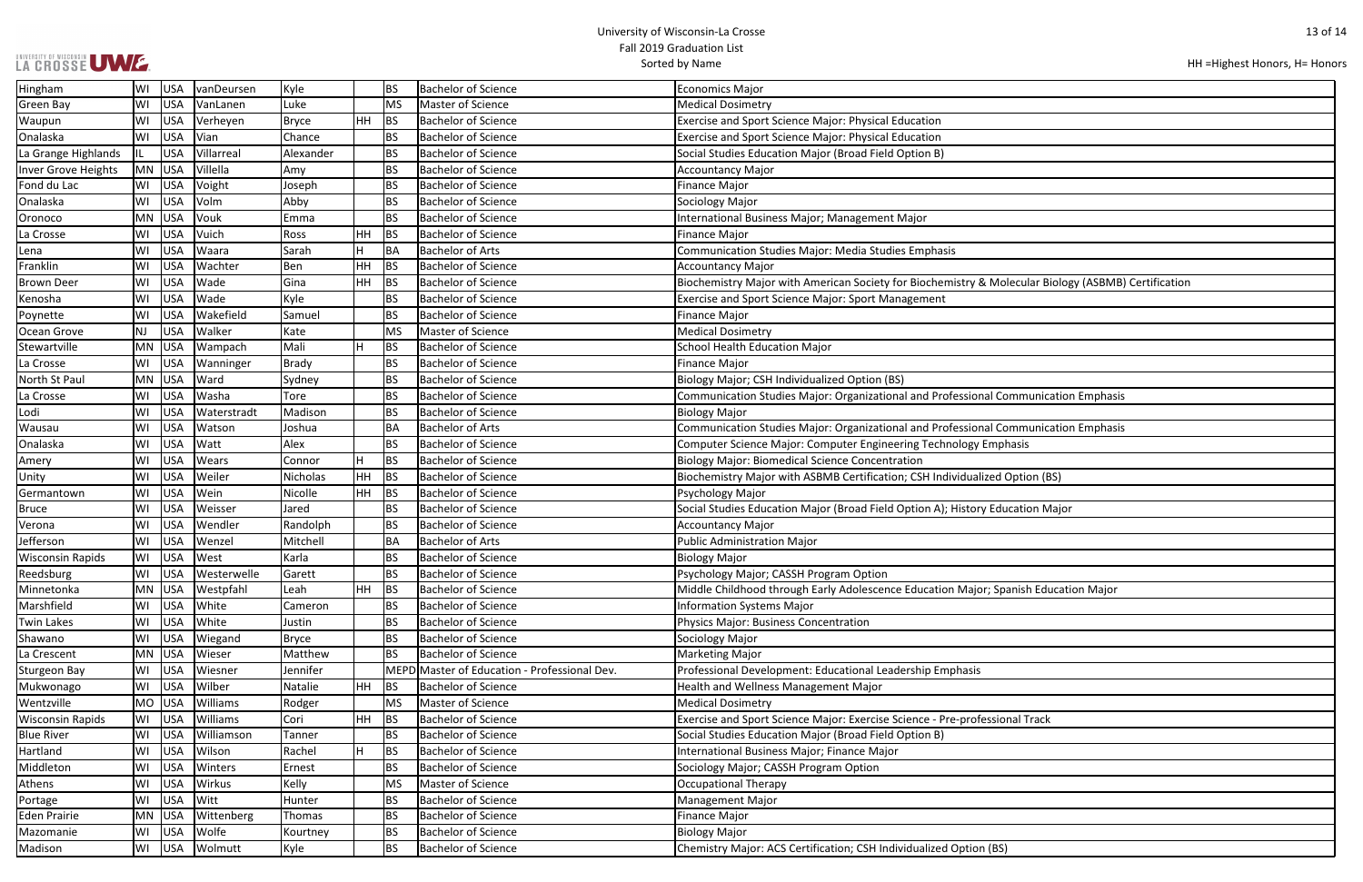| Hingham | WI | USA | vanDeursen | Kyle | | BS | Bachelor of Science | Economics Major |
|---|---|---|---|---|---|---|---|---|
| Green Bay | WI | USA | VanLanen | Luke | | MS | Master of Science | Medical Dosimetry |
| Waupun | WI | USA | Verheyen | Bryce | HH | BS | Bachelor of Science | Exercise and Sport Science Major: Physical Education |
| Onalaska | WI | USA | Vian | Chance | | BS | Bachelor of Science | Exercise and Sport Science Major: Physical Education |
| La Grange Highlands | IL | USA | Villarreal | Alexander | | BS | Bachelor of Science | Social Studies Education Major (Broad Field Option B) |
| Inver Grove Heights | MN | USA | Villella | Amy | | BS | Bachelor of Science | Accountancy Major |
| Fond du Lac | WI | USA | Voight | Joseph | | BS | Bachelor of Science | Finance Major |
| Onalaska | WI | USA | Volm | Abby | | BS | Bachelor of Science | Sociology Major |
| Oronoco | MN | USA | Vouk | Emma | | BS | Bachelor of Science | International Business Major; Management Major |
| La Crosse | WI | USA | Vuich | Ross | HH | BS | Bachelor of Science | Finance Major |
| Lena | WI | USA | Waara | Sarah | H | BA | Bachelor of Arts | Communication Studies Major: Media Studies Emphasis |
| Franklin | WI | USA | Wachter | Ben | HH | BS | Bachelor of Science | Accountancy Major |
| Brown Deer | WI | USA | Wade | Gina | HH | BS | Bachelor of Science | Biochemistry Major with American Society for Biochemistry & Molecular Biology (ASBMB) Certification |
| Kenosha | WI | USA | Wade | Kyle | | BS | Bachelor of Science | Exercise and Sport Science Major: Sport Management |
| Poynette | WI | USA | Wakefield | Samuel | | BS | Bachelor of Science | Finance Major |
| Ocean Grove | NJ | USA | Walker | Kate | | MS | Master of Science | Medical Dosimetry |
| Stewartville | MN | USA | Wampach | Mali | H | BS | Bachelor of Science | School Health Education Major |
| La Crosse | WI | USA | Wanninger | Brady | | BS | Bachelor of Science | Finance Major |
| North St Paul | MN | USA | Ward | Sydney | | BS | Bachelor of Science | Biology Major; CSH Individualized Option (BS) |
| La Crosse | WI | USA | Washa | Tore | | BS | Bachelor of Science | Communication Studies Major: Organizational and Professional Communication Emphasis |
| Lodi | WI | USA | Waterstradt | Madison | | BS | Bachelor of Science | Biology Major |
| Wausau | WI | USA | Watson | Joshua | | BA | Bachelor of Arts | Communication Studies Major: Organizational and Professional Communication Emphasis |
| Onalaska | WI | USA | Watt | Alex | | BS | Bachelor of Science | Computer Science Major: Computer Engineering Technology Emphasis |
| Amery | WI | USA | Wears | Connor | H | BS | Bachelor of Science | Biology Major: Biomedical Science Concentration |
| Unity | WI | USA | Weiler | Nicholas | HH | BS | Bachelor of Science | Biochemistry Major with ASBMB Certification; CSH Individualized Option (BS) |
| Germantown | WI | USA | Wein | Nicolle | HH | BS | Bachelor of Science | Psychology Major |
| Bruce | WI | USA | Weisser | Jared | | BS | Bachelor of Science | Social Studies Education Major (Broad Field Option A); History Education Major |
| Verona | WI | USA | Wendler | Randolph | | BS | Bachelor of Science | Accountancy Major |
| Jefferson | WI | USA | Wenzel | Mitchell | | BA | Bachelor of Arts | Public Administration Major |
| Wisconsin Rapids | WI | USA | West | Karla | | BS | Bachelor of Science | Biology Major |
| Reedsburg | WI | USA | Westerwelle | Garett | | BS | Bachelor of Science | Psychology Major; CASSH Program Option |
| Minnetonka | MN | USA | Westpfahl | Leah | HH | BS | Bachelor of Science | Middle Childhood through Early Adolescence Education Major; Spanish Education Major |
| Marshfield | WI | USA | White | Cameron | | BS | Bachelor of Science | Information Systems Major |
| Twin Lakes | WI | USA | White | Justin | | BS | Bachelor of Science | Physics Major: Business Concentration |
| Shawano | WI | USA | Wiegand | Bryce | | BS | Bachelor of Science | Sociology Major |
| La Crescent | MN | USA | Wieser | Matthew | | BS | Bachelor of Science | Marketing Major |
| Sturgeon Bay | WI | USA | Wiesner | Jennifer | | MEPD | Master of Education - Professional Dev. | Professional Development: Educational Leadership Emphasis |
| Mukwonago | WI | USA | Wilber | Natalie | HH | BS | Bachelor of Science | Health and Wellness Management Major |
| Wentzville | MO | USA | Williams | Rodger | | MS | Master of Science | Medical Dosimetry |
| Wisconsin Rapids | WI | USA | Williams | Cori | HH | BS | Bachelor of Science | Exercise and Sport Science Major: Exercise Science - Pre-professional Track |
| Blue River | WI | USA | Williamson | Tanner | | BS | Bachelor of Science | Social Studies Education Major (Broad Field Option B) |
| Hartland | WI | USA | Wilson | Rachel | H | BS | Bachelor of Science | International Business Major; Finance Major |
| Middleton | WI | USA | Winters | Ernest | | BS | Bachelor of Science | Sociology Major; CASSH Program Option |
| Athens | WI | USA | Wirkus | Kelly | | MS | Master of Science | Occupational Therapy |
| Portage | WI | USA | Witt | Hunter | | BS | Bachelor of Science | Management Major |
| Eden Prairie | MN | USA | Wittenberg | Thomas | | BS | Bachelor of Science | Finance Major |
| Mazomanie | WI | USA | Wolfe | Kourtney | | BS | Bachelor of Science | Biology Major |
| Madison | WI | USA | Wolmutt | Kyle | | BS | Bachelor of Science | Chemistry Major: ACS Certification; CSH Individualized Option (BS) |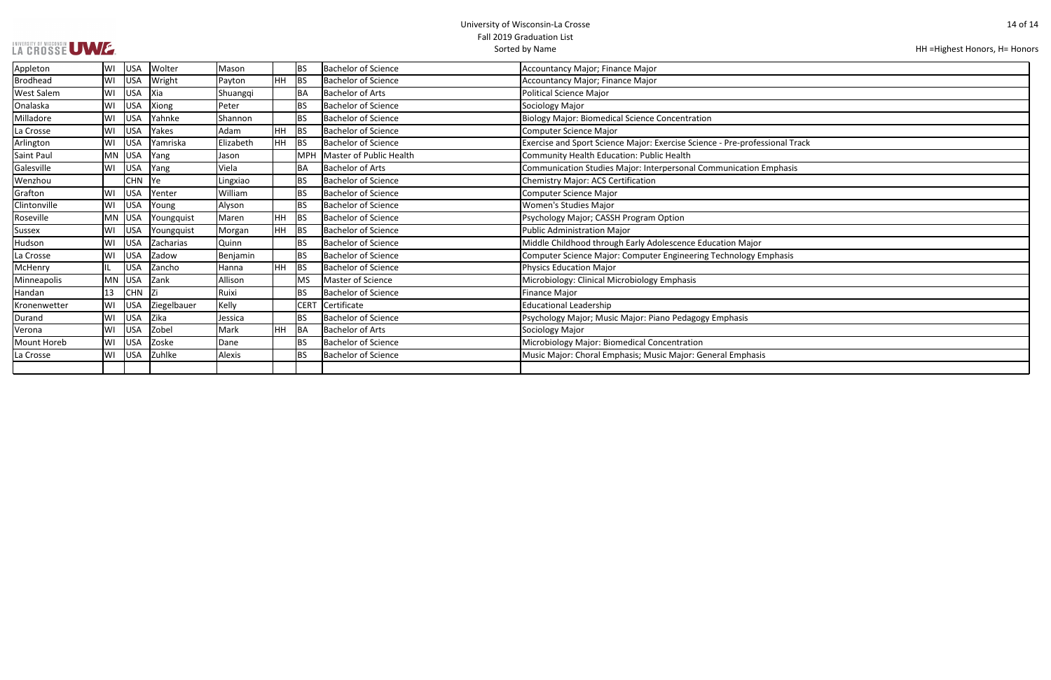University of Wisconsin-La Crosse
Fall 2019 Graduation List
Sorted by Name

HH =Highest Honors, H= Honors

| | | | | | | | | |
|---|---|---|---|---|---|---|---|---|
| Appleton | WI | USA | Wolter | Mason | | BS | Bachelor of Science | Accountancy Major; Finance Major |
| Brodhead | WI | USA | Wright | Payton | HH | BS | Bachelor of Science | Accountancy Major; Finance Major |
| West Salem | WI | USA | Xia | Shuangqi | | BA | Bachelor of Arts | Political Science Major |
| Onalaska | WI | USA | Xiong | Peter | | BS | Bachelor of Science | Sociology Major |
| Milladore | WI | USA | Yahnke | Shannon | | BS | Bachelor of Science | Biology Major: Biomedical Science Concentration |
| La Crosse | WI | USA | Yakes | Adam | HH | BS | Bachelor of Science | Computer Science Major |
| Arlington | WI | USA | Yamriska | Elizabeth | HH | BS | Bachelor of Science | Exercise and Sport Science Major: Exercise Science - Pre-professional Track |
| Saint Paul | MN | USA | Yang | Jason | | MPH | Master of Public Health | Community Health Education: Public Health |
| Galesville | WI | USA | Yang | Viela | | BA | Bachelor of Arts | Communication Studies Major: Interpersonal Communication Emphasis |
| Wenzhou | | CHN | Ye | Lingxiao | | BS | Bachelor of Science | Chemistry Major: ACS Certification |
| Grafton | WI | USA | Yenter | William | | BS | Bachelor of Science | Computer Science Major |
| Clintonville | WI | USA | Young | Alyson | | BS | Bachelor of Science | Women's Studies Major |
| Roseville | MN | USA | Youngquist | Maren | HH | BS | Bachelor of Science | Psychology Major; CASSH Program Option |
| Sussex | WI | USA | Youngquist | Morgan | HH | BS | Bachelor of Science | Public Administration Major |
| Hudson | WI | USA | Zacharias | Quinn | | BS | Bachelor of Science | Middle Childhood through Early Adolescence Education Major |
| La Crosse | WI | USA | Zadow | Benjamin | | BS | Bachelor of Science | Computer Science Major: Computer Engineering Technology Emphasis |
| McHenry | IL | USA | Zancho | Hanna | HH | BS | Bachelor of Science | Physics Education Major |
| Minneapolis | MN | USA | Zank | Allison | | MS | Master of Science | Microbiology: Clinical Microbiology Emphasis |
| Handan | 13 | CHN | Zi | Ruixi | | BS | Bachelor of Science | Finance Major |
| Kronenwetter | WI | USA | Ziegelbauer | Kelly | | CERT | Certificate | Educational Leadership |
| Durand | WI | USA | Zika | Jessica | | BS | Bachelor of Science | Psychology Major; Music Major: Piano Pedagogy Emphasis |
| Verona | WI | USA | Zobel | Mark | HH | BA | Bachelor of Arts | Sociology Major |
| Mount Horeb | WI | USA | Zoske | Dane | | BS | Bachelor of Science | Microbiology Major: Biomedical Concentration |
| La Crosse | WI | USA | Zuhlke | Alexis | | BS | Bachelor of Science | Music Major: Choral Emphasis; Music Major: General Emphasis |